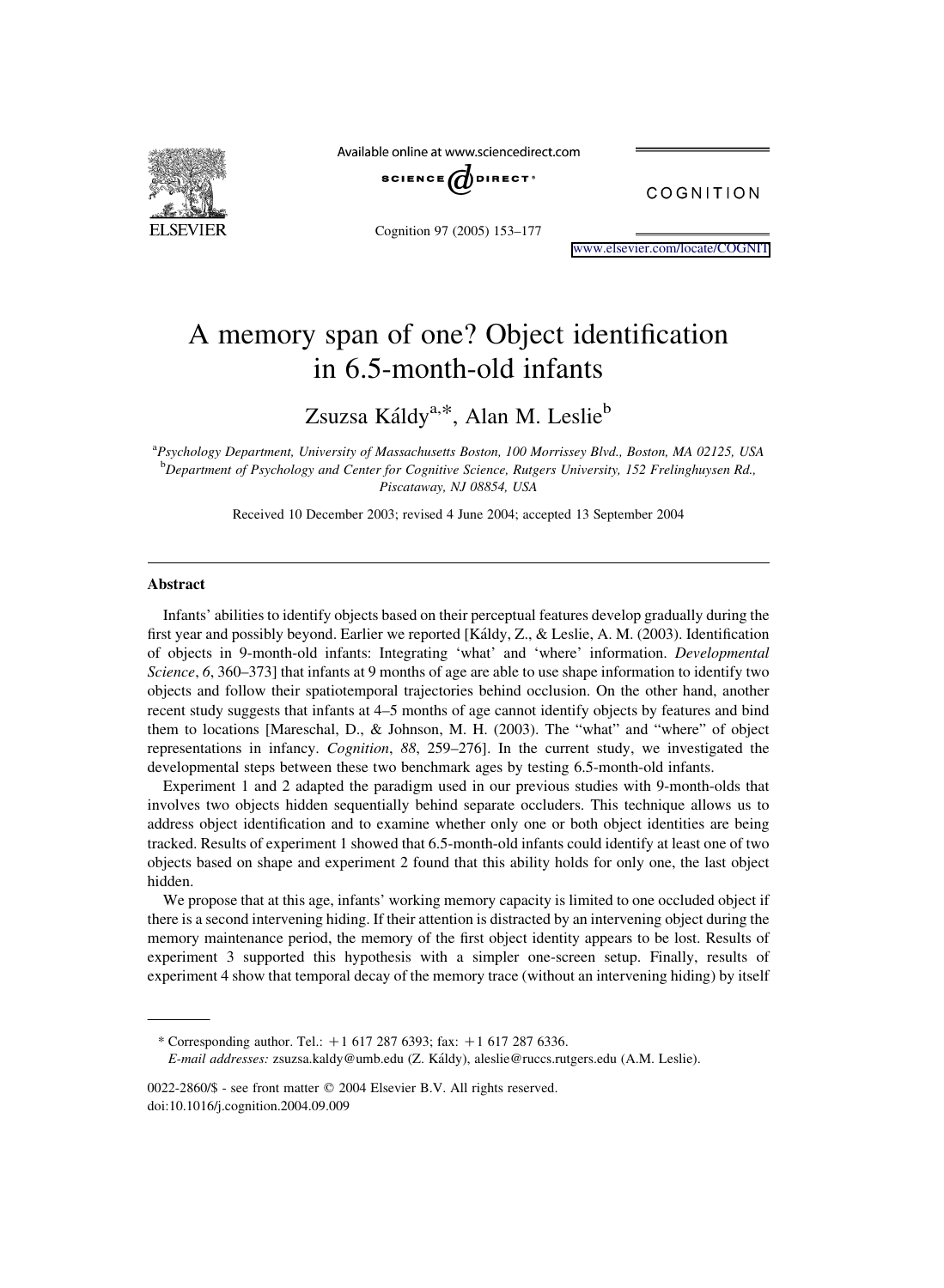# A memory span of one? Object identification in 6.5-month-old infants

Zsuzsa Káldy[a,*], Alan M. Leslie[b]

[a]Psychology Department, University of Massachusetts Boston, 100 Morrissey Blvd., Boston, MA 02125, USA
[b]Department of Psychology and Center for Cognitive Science, Rutgers University, 152 Frelinghuysen Rd., Piscataway, NJ 08854, USA

Received 10 December 2003; revised 4 June 2004; accepted 13 September 2004

## Abstract

Infants' abilities to identify objects based on their perceptual features develop gradually during the first year and possibly beyond. Earlier we reported [Káldy, Z., & Leslie, A. M. (2003). Identification of objects in 9-month-old infants: Integrating 'what' and 'where' information. *Developmental Science*, *6*, 360–373] that infants at 9 months of age are able to use shape information to identify two objects and follow their spatiotemporal trajectories behind occlusion. On the other hand, another recent study suggests that infants at 4–5 months of age cannot identify objects by features and bind them to locations [Mareschal, D., & Johnson, M. H. (2003). The "what" and "where" of object representations in infancy. *Cognition*, *88*, 259–276]. In the current study, we investigated the developmental steps between these two benchmark ages by testing 6.5-month-old infants.

Experiment 1 and 2 adapted the paradigm used in our previous studies with 9-month-olds that involves two objects hidden sequentially behind separate occluders. This technique allows us to address object identification and to examine whether only one or both object identities are being tracked. Results of experiment 1 showed that 6.5-month-old infants could identify at least one of two objects based on shape and experiment 2 found that this ability holds for only one, the last object hidden.

We propose that at this age, infants' working memory capacity is limited to one occluded object if there is a second intervening hiding. If their attention is distracted by an intervening object during the memory maintenance period, the memory of the first object identity appears to be lost. Results of experiment 3 supported this hypothesis with a simpler one-screen setup. Finally, results of experiment 4 show that temporal decay of the memory trace (without an intervening hiding) by itself

---

* Corresponding author. Tel.: +1 617 287 6393; fax: +1 617 287 6336.
*E-mail addresses:* zsuzsa.kaldy@umb.edu (Z. Káldy), aleslie@ruccs.rutgers.edu (A.M. Leslie).

0022-2860/$ - see front matter © 2004 Elsevier B.V. All rights reserved.
doi:10.1016/j.cognition.2004.09.009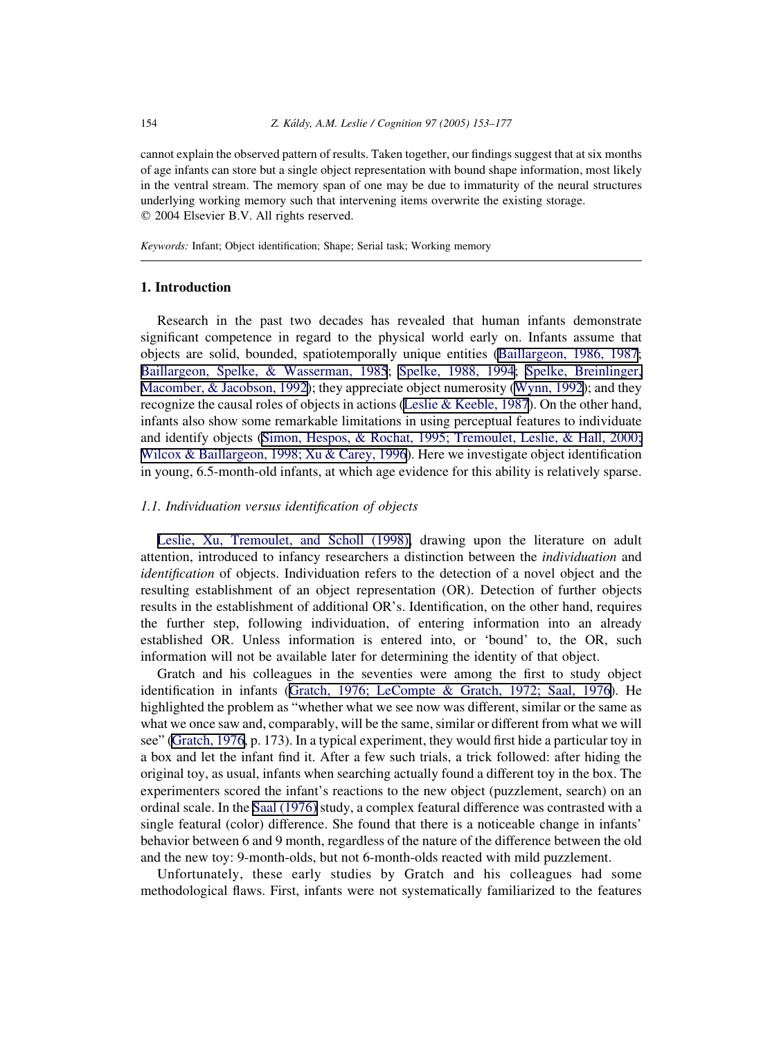cannot explain the observed pattern of results. Taken together, our findings suggest that at six months of age infants can store but a single object representation with bound shape information, most likely in the ventral stream. The memory span of one may be due to immaturity of the neural structures underlying working memory such that intervening items overwrite the existing storage.
© 2004 Elsevier B.V. All rights reserved.

*Keywords:* Infant; Object identification; Shape; Serial task; Working memory

## 1. Introduction

Research in the past two decades has revealed that human infants demonstrate significant competence in regard to the physical world early on. Infants assume that objects are solid, bounded, spatiotemporally unique entities (Baillargeon, 1986, 1987; Baillargeon, Spelke, & Wasserman, 1985; Spelke, 1988, 1994; Spelke, Breinlinger, Macomber, & Jacobson, 1992); they appreciate object numerosity (Wynn, 1992); and they recognize the causal roles of objects in actions (Leslie & Keeble, 1987). On the other hand, infants also show some remarkable limitations in using perceptual features to individuate and identify objects (Simon, Hespos, & Rochat, 1995; Tremoulet, Leslie, & Hall, 2000; Wilcox & Baillargeon, 1998; Xu & Carey, 1996). Here we investigate object identification in young, 6.5-month-old infants, at which age evidence for this ability is relatively sparse.

### 1.1. Individuation versus identification of objects

Leslie, Xu, Tremoulet, and Scholl (1998), drawing upon the literature on adult attention, introduced to infancy researchers a distinction between the *individuation* and *identification* of objects. Individuation refers to the detection of a novel object and the resulting establishment of an object representation (OR). Detection of further objects results in the establishment of additional OR's. Identification, on the other hand, requires the further step, following individuation, of entering information into an already established OR. Unless information is entered into, or 'bound' to, the OR, such information will not be available later for determining the identity of that object.

Gratch and his colleagues in the seventies were among the first to study object identification in infants (Gratch, 1976; LeCompte & Gratch, 1972; Saal, 1976). He highlighted the problem as "whether what we see now was different, similar or the same as what we once saw and, comparably, will be the same, similar or different from what we will see" (Gratch, 1976, p. 173). In a typical experiment, they would first hide a particular toy in a box and let the infant find it. After a few such trials, a trick followed: after hiding the original toy, as usual, infants when searching actually found a different toy in the box. The experimenters scored the infant's reactions to the new object (puzzlement, search) on an ordinal scale. In the Saal (1976) study, a complex featural difference was contrasted with a single featural (color) difference. She found that there is a noticeable change in infants' behavior between 6 and 9 month, regardless of the nature of the difference between the old and the new toy: 9-month-olds, but not 6-month-olds reacted with mild puzzlement.

Unfortunately, these early studies by Gratch and his colleagues had some methodological flaws. First, infants were not systematically familiarized to the features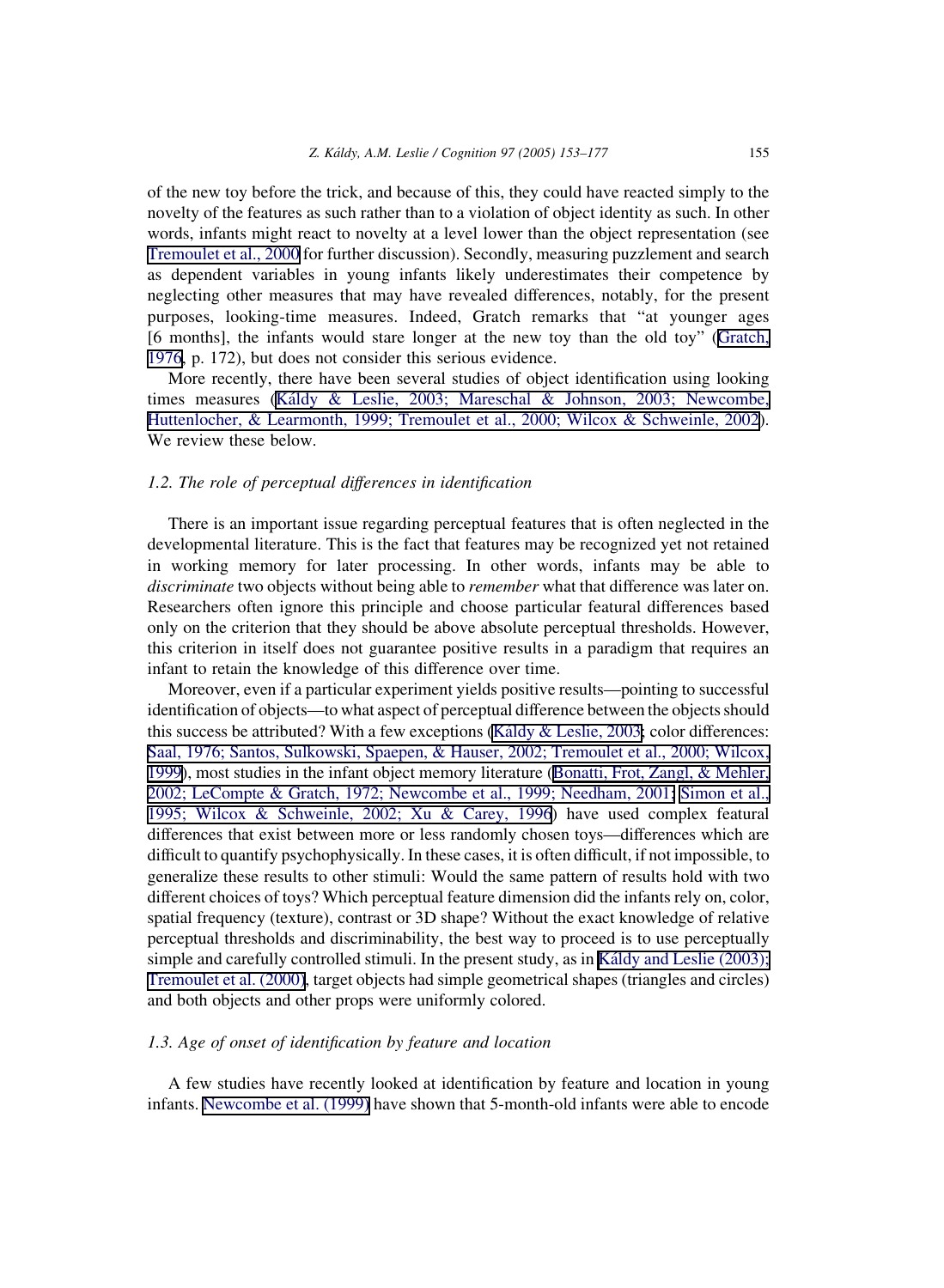of the new toy before the trick, and because of this, they could have reacted simply to the novelty of the features as such rather than to a violation of object identity as such. In other words, infants might react to novelty at a level lower than the object representation (see Tremoulet et al., 2000 for further discussion). Secondly, measuring puzzlement and search as dependent variables in young infants likely underestimates their competence by neglecting other measures that may have revealed differences, notably, for the present purposes, looking-time measures. Indeed, Gratch remarks that "at younger ages [6 months], the infants would stare longer at the new toy than the old toy" (Gratch, 1976, p. 172), but does not consider this serious evidence.

More recently, there have been several studies of object identification using looking times measures (Káldy & Leslie, 2003; Mareschal & Johnson, 2003; Newcombe, Huttenlocher, & Learmonth, 1999; Tremoulet et al., 2000; Wilcox & Schweinle, 2002). We review these below.

### *1.2. The role of perceptual differences in identification*

There is an important issue regarding perceptual features that is often neglected in the developmental literature. This is the fact that features may be recognized yet not retained in working memory for later processing. In other words, infants may be able to *discriminate* two objects without being able to *remember* what that difference was later on. Researchers often ignore this principle and choose particular featural differences based only on the criterion that they should be above absolute perceptual thresholds. However, this criterion in itself does not guarantee positive results in a paradigm that requires an infant to retain the knowledge of this difference over time.

Moreover, even if a particular experiment yields positive results—pointing to successful identification of objects—to what aspect of perceptual difference between the objects should this success be attributed? With a few exceptions (Káldy & Leslie, 2003; color differences: Saal, 1976; Santos, Sulkowski, Spaepen, & Hauser, 2002; Tremoulet et al., 2000; Wilcox, 1999), most studies in the infant object memory literature (Bonatti, Frot, Zangl, & Mehler, 2002; LeCompte & Gratch, 1972; Newcombe et al., 1999; Needham, 2001; Simon et al., 1995; Wilcox & Schweinle, 2002; Xu & Carey, 1996) have used complex featural differences that exist between more or less randomly chosen toys—differences which are difficult to quantify psychophysically. In these cases, it is often difficult, if not impossible, to generalize these results to other stimuli: Would the same pattern of results hold with two different choices of toys? Which perceptual feature dimension did the infants rely on, color, spatial frequency (texture), contrast or 3D shape? Without the exact knowledge of relative perceptual thresholds and discriminability, the best way to proceed is to use perceptually simple and carefully controlled stimuli. In the present study, as in Káldy and Leslie (2003); Tremoulet et al. (2000), target objects had simple geometrical shapes (triangles and circles) and both objects and other props were uniformly colored.

### *1.3. Age of onset of identification by feature and location*

A few studies have recently looked at identification by feature and location in young infants. Newcombe et al. (1999) have shown that 5-month-old infants were able to encode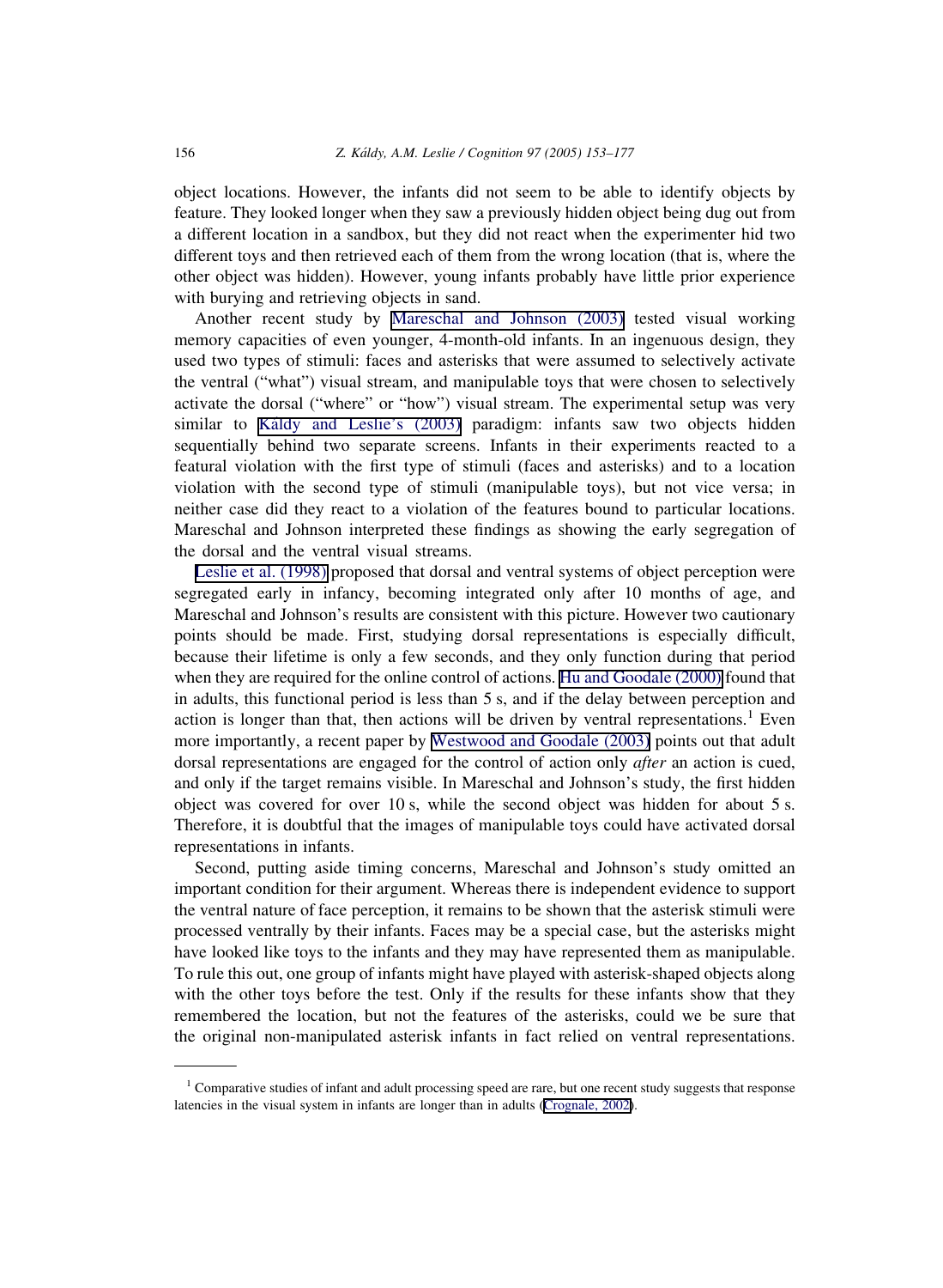object locations. However, the infants did not seem to be able to identify objects by feature. They looked longer when they saw a previously hidden object being dug out from a different location in a sandbox, but they did not react when the experimenter hid two different toys and then retrieved each of them from the wrong location (that is, where the other object was hidden). However, young infants probably have little prior experience with burying and retrieving objects in sand.

Another recent study by Mareschal and Johnson (2003) tested visual working memory capacities of even younger, 4-month-old infants. In an ingenuous design, they used two types of stimuli: faces and asterisks that were assumed to selectively activate the ventral ("what") visual stream, and manipulable toys that were chosen to selectively activate the dorsal ("where" or "how") visual stream. The experimental setup was very similar to Káldy and Leslie's (2003) paradigm: infants saw two objects hidden sequentially behind two separate screens. Infants in their experiments reacted to a featural violation with the first type of stimuli (faces and asterisks) and to a location violation with the second type of stimuli (manipulable toys), but not vice versa; in neither case did they react to a violation of the features bound to particular locations. Mareschal and Johnson interpreted these findings as showing the early segregation of the dorsal and the ventral visual streams.

Leslie et al. (1998) proposed that dorsal and ventral systems of object perception were segregated early in infancy, becoming integrated only after 10 months of age, and Mareschal and Johnson's results are consistent with this picture. However two cautionary points should be made. First, studying dorsal representations is especially difficult, because their lifetime is only a few seconds, and they only function during that period when they are required for the online control of actions. Hu and Goodale (2000) found that in adults, this functional period is less than 5 s, and if the delay between perception and action is longer than that, then actions will be driven by ventral representations.[1] Even more importantly, a recent paper by Westwood and Goodale (2003) points out that adult dorsal representations are engaged for the control of action only *after* an action is cued, and only if the target remains visible. In Mareschal and Johnson's study, the first hidden object was covered for over 10 s, while the second object was hidden for about 5 s. Therefore, it is doubtful that the images of manipulable toys could have activated dorsal representations in infants.

Second, putting aside timing concerns, Mareschal and Johnson's study omitted an important condition for their argument. Whereas there is independent evidence to support the ventral nature of face perception, it remains to be shown that the asterisk stimuli were processed ventrally by their infants. Faces may be a special case, but the asterisks might have looked like toys to the infants and they may have represented them as manipulable. To rule this out, one group of infants might have played with asterisk-shaped objects along with the other toys before the test. Only if the results for these infants show that they remembered the location, but not the features of the asterisks, could we be sure that the original non-manipulated asterisk infants in fact relied on ventral representations.

[1] Comparative studies of infant and adult processing speed are rare, but one recent study suggests that response latencies in the visual system in infants are longer than in adults (Crognale, 2002).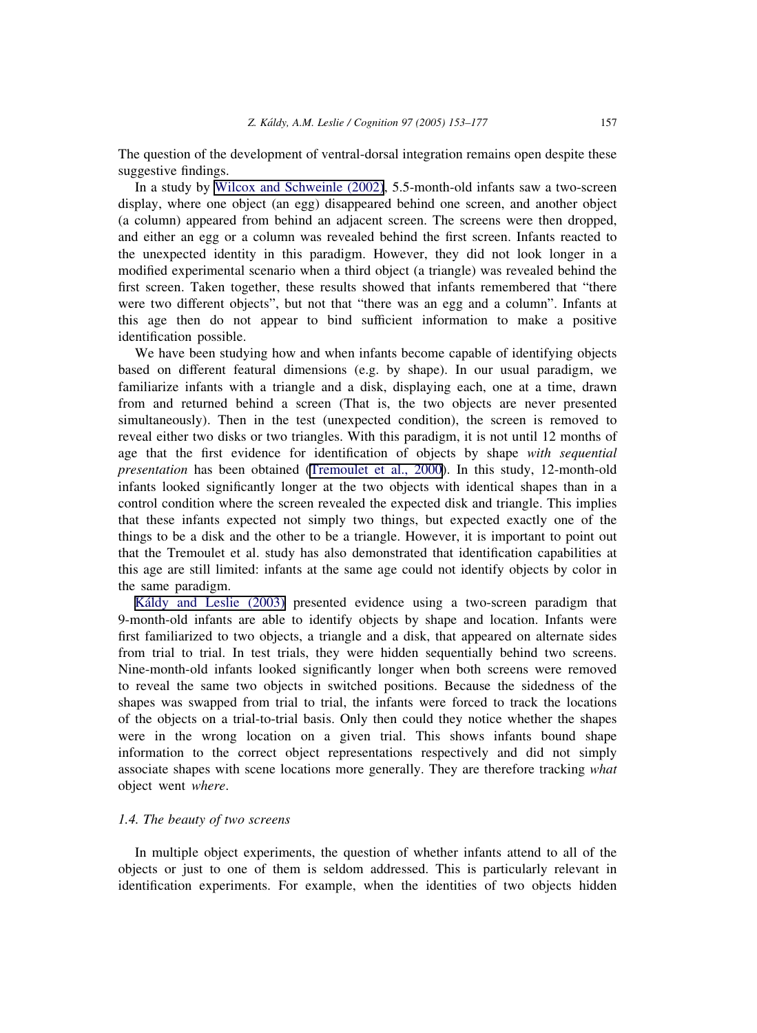The question of the development of ventral-dorsal integration remains open despite these suggestive findings.

In a study by Wilcox and Schweinle (2002), 5.5-month-old infants saw a two-screen display, where one object (an egg) disappeared behind one screen, and another object (a column) appeared from behind an adjacent screen. The screens were then dropped, and either an egg or a column was revealed behind the first screen. Infants reacted to the unexpected identity in this paradigm. However, they did not look longer in a modified experimental scenario when a third object (a triangle) was revealed behind the first screen. Taken together, these results showed that infants remembered that "there were two different objects", but not that "there was an egg and a column". Infants at this age then do not appear to bind sufficient information to make a positive identification possible.

We have been studying how and when infants become capable of identifying objects based on different featural dimensions (e.g. by shape). In our usual paradigm, we familiarize infants with a triangle and a disk, displaying each, one at a time, drawn from and returned behind a screen (That is, the two objects are never presented simultaneously). Then in the test (unexpected condition), the screen is removed to reveal either two disks or two triangles. With this paradigm, it is not until 12 months of age that the first evidence for identification of objects by shape *with sequential presentation* has been obtained (Tremoulet et al., 2000). In this study, 12-month-old infants looked significantly longer at the two objects with identical shapes than in a control condition where the screen revealed the expected disk and triangle. This implies that these infants expected not simply two things, but expected exactly one of the things to be a disk and the other to be a triangle. However, it is important to point out that the Tremoulet et al. study has also demonstrated that identification capabilities at this age are still limited: infants at the same age could not identify objects by color in the same paradigm.

Káldy and Leslie (2003) presented evidence using a two-screen paradigm that 9-month-old infants are able to identify objects by shape and location. Infants were first familiarized to two objects, a triangle and a disk, that appeared on alternate sides from trial to trial. In test trials, they were hidden sequentially behind two screens. Nine-month-old infants looked significantly longer when both screens were removed to reveal the same two objects in switched positions. Because the sidedness of the shapes was swapped from trial to trial, the infants were forced to track the locations of the objects on a trial-to-trial basis. Only then could they notice whether the shapes were in the wrong location on a given trial. This shows infants bound shape information to the correct object representations respectively and did not simply associate shapes with scene locations more generally. They are therefore tracking *what* object went *where*.

### 1.4. The beauty of two screens

In multiple object experiments, the question of whether infants attend to all of the objects or just to one of them is seldom addressed. This is particularly relevant in identification experiments. For example, when the identities of two objects hidden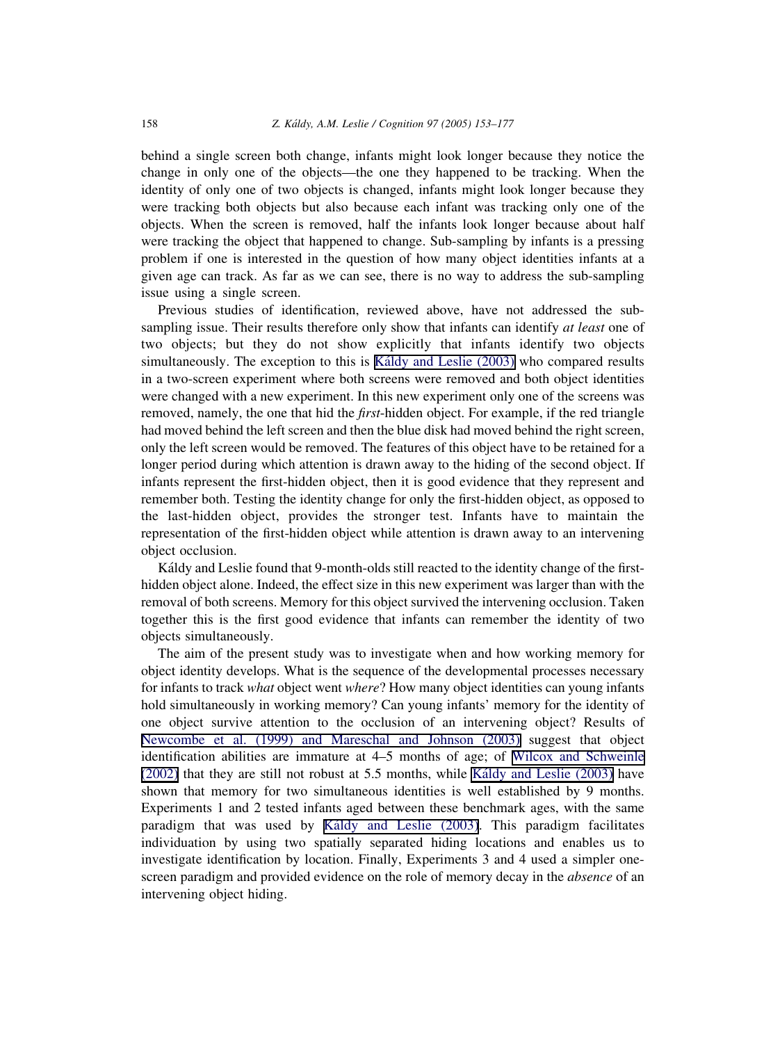behind a single screen both change, infants might look longer because they notice the change in only one of the objects—the one they happened to be tracking. When the identity of only one of two objects is changed, infants might look longer because they were tracking both objects but also because each infant was tracking only one of the objects. When the screen is removed, half the infants look longer because about half were tracking the object that happened to change. Sub-sampling by infants is a pressing problem if one is interested in the question of how many object identities infants at a given age can track. As far as we can see, there is no way to address the sub-sampling issue using a single screen.

Previous studies of identification, reviewed above, have not addressed the sub-sampling issue. Their results therefore only show that infants can identify *at least* one of two objects; but they do not show explicitly that infants identify two objects simultaneously. The exception to this is Káldy and Leslie (2003) who compared results in a two-screen experiment where both screens were removed and both object identities were changed with a new experiment. In this new experiment only one of the screens was removed, namely, the one that hid the *first*-hidden object. For example, if the red triangle had moved behind the left screen and then the blue disk had moved behind the right screen, only the left screen would be removed. The features of this object have to be retained for a longer period during which attention is drawn away to the hiding of the second object. If infants represent the first-hidden object, then it is good evidence that they represent and remember both. Testing the identity change for only the first-hidden object, as opposed to the last-hidden object, provides the stronger test. Infants have to maintain the representation of the first-hidden object while attention is drawn away to an intervening object occlusion.

Káldy and Leslie found that 9-month-olds still reacted to the identity change of the first-hidden object alone. Indeed, the effect size in this new experiment was larger than with the removal of both screens. Memory for this object survived the intervening occlusion. Taken together this is the first good evidence that infants can remember the identity of two objects simultaneously.

The aim of the present study was to investigate when and how working memory for object identity develops. What is the sequence of the developmental processes necessary for infants to track *what* object went *where*? How many object identities can young infants hold simultaneously in working memory? Can young infants' memory for the identity of one object survive attention to the occlusion of an intervening object? Results of Newcombe et al. (1999) and Mareschal and Johnson (2003) suggest that object identification abilities are immature at 4–5 months of age; of Wilcox and Schweinle (2002) that they are still not robust at 5.5 months, while Káldy and Leslie (2003) have shown that memory for two simultaneous identities is well established by 9 months. Experiments 1 and 2 tested infants aged between these benchmark ages, with the same paradigm that was used by Káldy and Leslie (2003). This paradigm facilitates individuation by using two spatially separated hiding locations and enables us to investigate identification by location. Finally, Experiments 3 and 4 used a simpler one-screen paradigm and provided evidence on the role of memory decay in the *absence* of an intervening object hiding.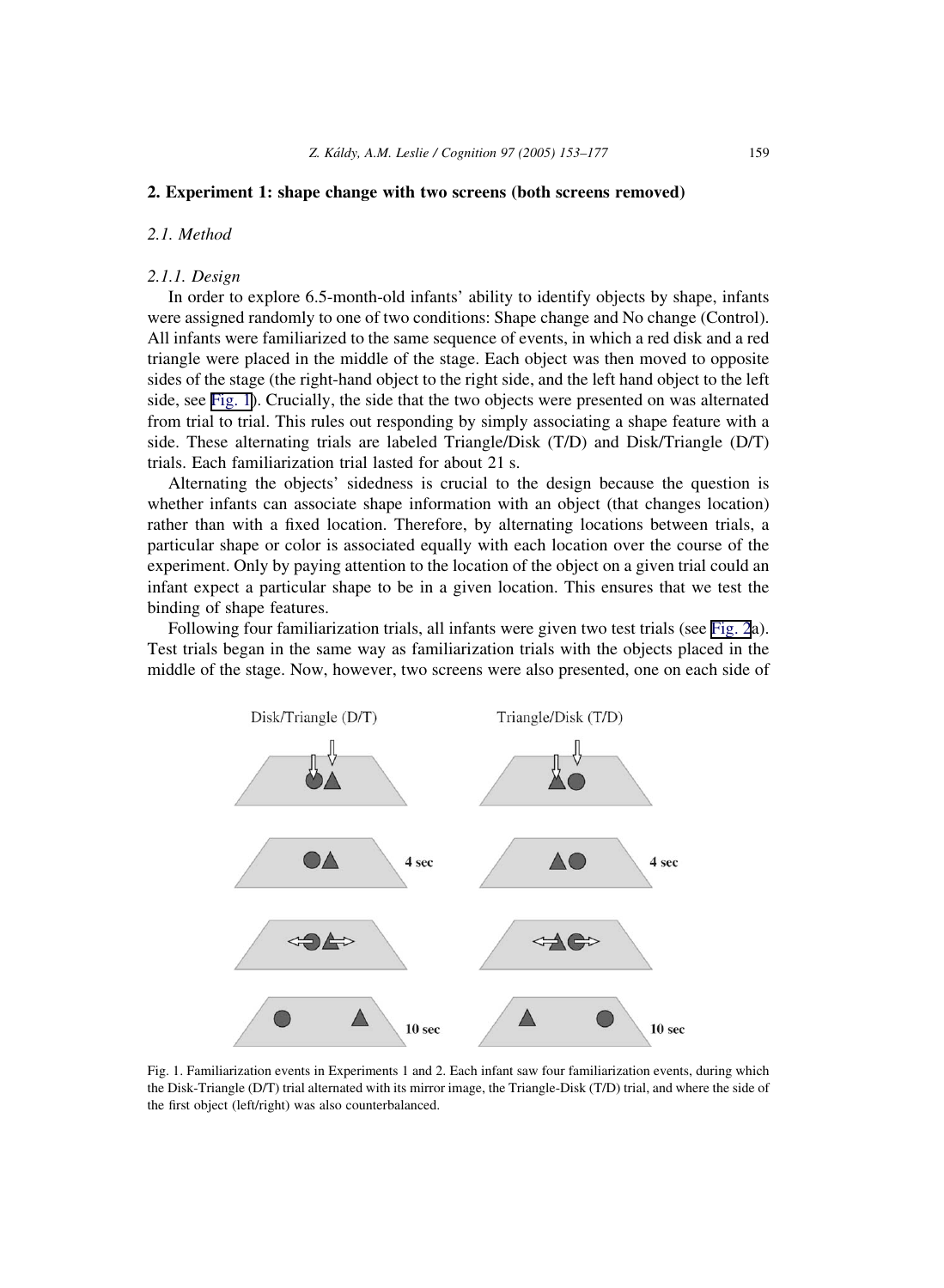## 2. Experiment 1: shape change with two screens (both screens removed)

### *2.1. Method*

#### *2.1.1. Design*

In order to explore 6.5-month-old infants' ability to identify objects by shape, infants were assigned randomly to one of two conditions: Shape change and No change (Control). All infants were familiarized to the same sequence of events, in which a red disk and a red triangle were placed in the middle of the stage. Each object was then moved to opposite sides of the stage (the right-hand object to the right side, and the left hand object to the left side, see Fig. 1). Crucially, the side that the two objects were presented on was alternated from trial to trial. This rules out responding by simply associating a shape feature with a side. These alternating trials are labeled Triangle/Disk (T/D) and Disk/Triangle (D/T) trials. Each familiarization trial lasted for about 21 s.

Alternating the objects' sidedness is crucial to the design because the question is whether infants can associate shape information with an object (that changes location) rather than with a fixed location. Therefore, by alternating locations between trials, a particular shape or color is associated equally with each location over the course of the experiment. Only by paying attention to the location of the object on a given trial could an infant expect a particular shape to be in a given location. This ensures that we test the binding of shape features.

Following four familiarization trials, all infants were given two test trials (see Fig. 2a). Test trials began in the same way as familiarization trials with the objects placed in the middle of the stage. Now, however, two screens were also presented, one on each side of

Fig. 1. Familiarization events in Experiments 1 and 2. Each infant saw four familiarization events, during which the Disk-Triangle (D/T) trial alternated with its mirror image, the Triangle-Disk (T/D) trial, and where the side of the first object (left/right) was also counterbalanced.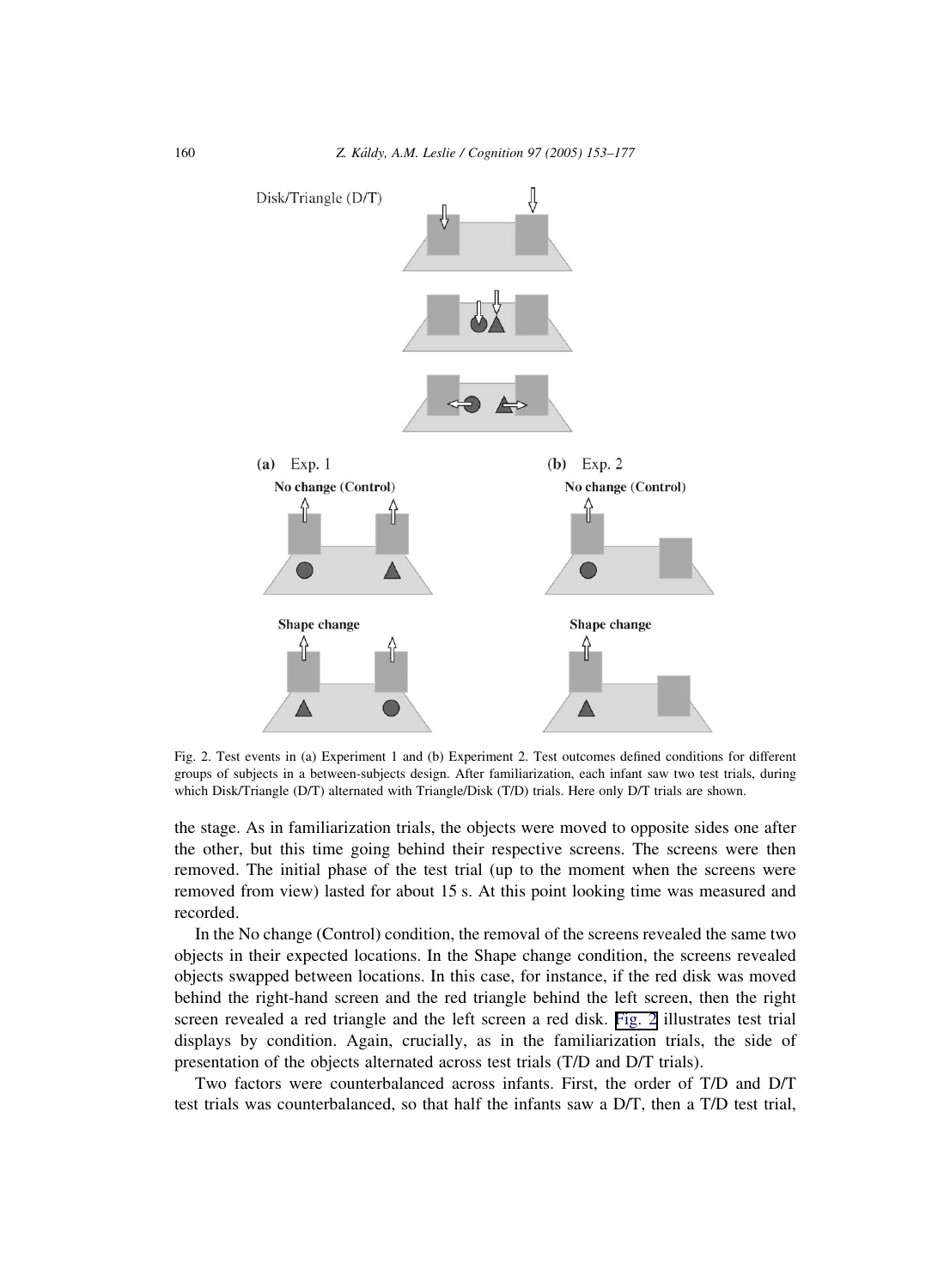Fig. 2. Test events in (a) Experiment 1 and (b) Experiment 2. Test outcomes defined conditions for different groups of subjects in a between-subjects design. After familiarization, each infant saw two test trials, during which Disk/Triangle (D/T) alternated with Triangle/Disk (T/D) trials. Here only D/T trials are shown.

the stage. As in familiarization trials, the objects were moved to opposite sides one after the other, but this time going behind their respective screens. The screens were then removed. The initial phase of the test trial (up to the moment when the screens were removed from view) lasted for about 15 s. At this point looking time was measured and recorded.

In the No change (Control) condition, the removal of the screens revealed the same two objects in their expected locations. In the Shape change condition, the screens revealed objects swapped between locations. In this case, for instance, if the red disk was moved behind the right-hand screen and the red triangle behind the left screen, then the right screen revealed a red triangle and the left screen a red disk. Fig. 2 illustrates test trial displays by condition. Again, crucially, as in the familiarization trials, the side of presentation of the objects alternated across test trials (T/D and D/T trials).

Two factors were counterbalanced across infants. First, the order of T/D and D/T test trials was counterbalanced, so that half the infants saw a D/T, then a T/D test trial,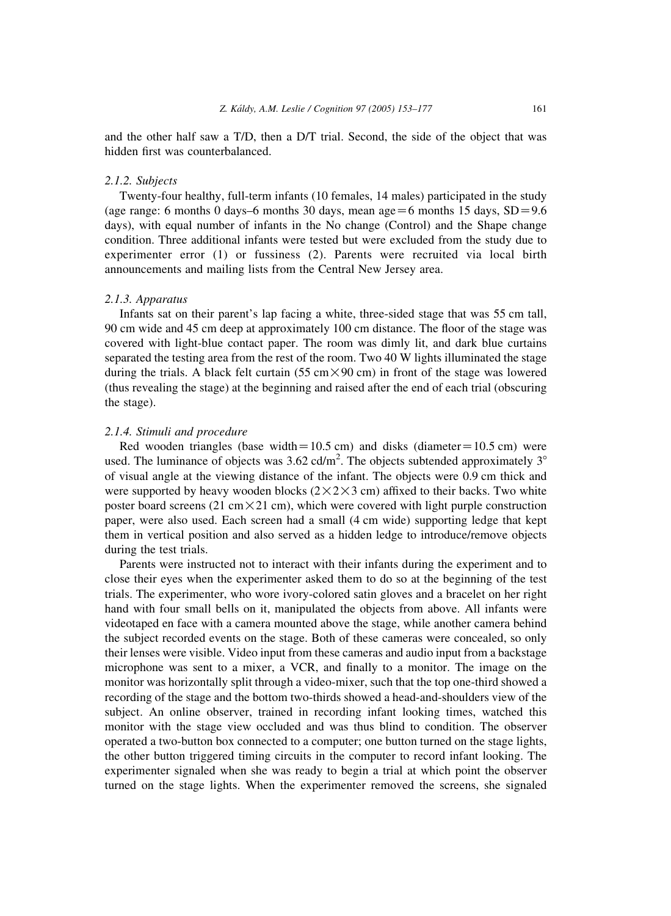and the other half saw a T/D, then a D/T trial. Second, the side of the object that was hidden first was counterbalanced.

#### 2.1.2. Subjects

Twenty-four healthy, full-term infants (10 females, 14 males) participated in the study (age range: 6 months 0 days–6 months 30 days, mean age = 6 months 15 days, SD = 9.6 days), with equal number of infants in the No change (Control) and the Shape change condition. Three additional infants were tested but were excluded from the study due to experimenter error (1) or fussiness (2). Parents were recruited via local birth announcements and mailing lists from the Central New Jersey area.

#### 2.1.3. Apparatus

Infants sat on their parent's lap facing a white, three-sided stage that was 55 cm tall, 90 cm wide and 45 cm deep at approximately 100 cm distance. The floor of the stage was covered with light-blue contact paper. The room was dimly lit, and dark blue curtains separated the testing area from the rest of the room. Two 40 W lights illuminated the stage during the trials. A black felt curtain (55 cm × 90 cm) in front of the stage was lowered (thus revealing the stage) at the beginning and raised after the end of each trial (obscuring the stage).

#### 2.1.4. Stimuli and procedure

Red wooden triangles (base width = 10.5 cm) and disks (diameter = 10.5 cm) were used. The luminance of objects was 3.62 cd/m$^2$. The objects subtended approximately 3° of visual angle at the viewing distance of the infant. The objects were 0.9 cm thick and were supported by heavy wooden blocks (2 × 2 × 3 cm) affixed to their backs. Two white poster board screens (21 cm × 21 cm), which were covered with light purple construction paper, were also used. Each screen had a small (4 cm wide) supporting ledge that kept them in vertical position and also served as a hidden ledge to introduce/remove objects during the test trials.

Parents were instructed not to interact with their infants during the experiment and to close their eyes when the experimenter asked them to do so at the beginning of the test trials. The experimenter, who wore ivory-colored satin gloves and a bracelet on her right hand with four small bells on it, manipulated the objects from above. All infants were videotaped en face with a camera mounted above the stage, while another camera behind the subject recorded events on the stage. Both of these cameras were concealed, so only their lenses were visible. Video input from these cameras and audio input from a backstage microphone was sent to a mixer, a VCR, and finally to a monitor. The image on the monitor was horizontally split through a video-mixer, such that the top one-third showed a recording of the stage and the bottom two-thirds showed a head-and-shoulders view of the subject. An online observer, trained in recording infant looking times, watched this monitor with the stage view occluded and was thus blind to condition. The observer operated a two-button box connected to a computer; one button turned on the stage lights, the other button triggered timing circuits in the computer to record infant looking. The experimenter signaled when she was ready to begin a trial at which point the observer turned on the stage lights. When the experimenter removed the screens, she signaled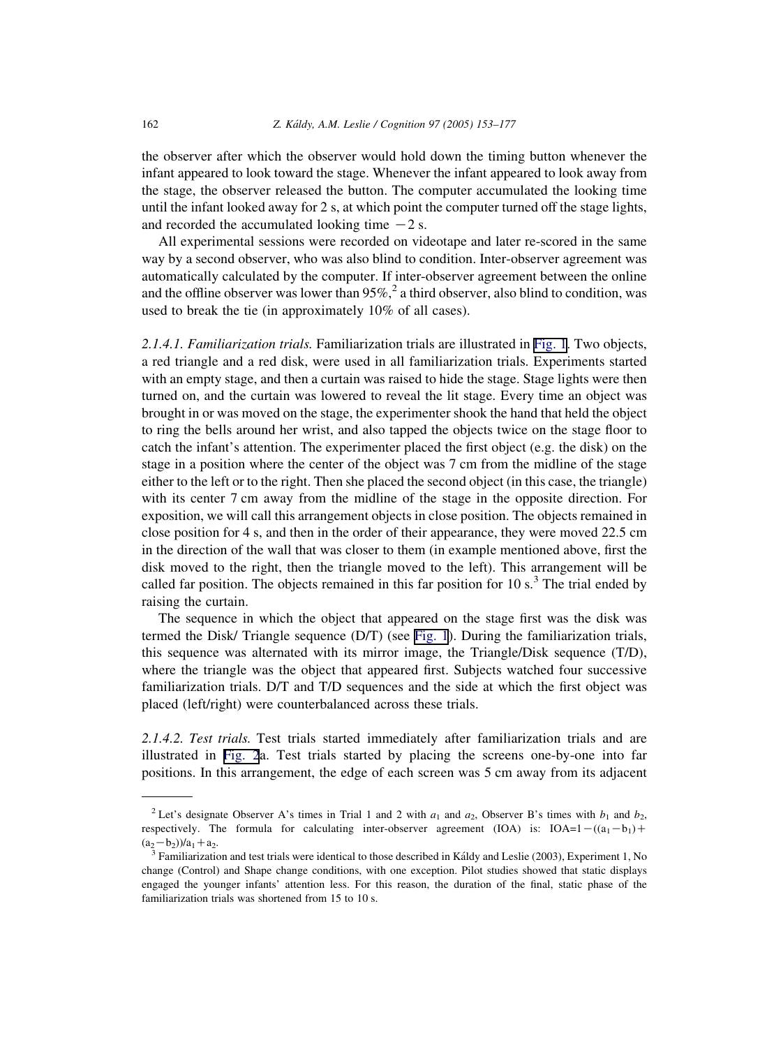the observer after which the observer would hold down the timing button whenever the infant appeared to look toward the stage. Whenever the infant appeared to look away from the stage, the observer released the button. The computer accumulated the looking time until the infant looked away for 2 s, at which point the computer turned off the stage lights, and recorded the accumulated looking time −2 s.

All experimental sessions were recorded on videotape and later re-scored in the same way by a second observer, who was also blind to condition. Inter-observer agreement was automatically calculated by the computer. If inter-observer agreement between the online and the offline observer was lower than 95%,[2] a third observer, also blind to condition, was used to break the tie (in approximately 10% of all cases).

*2.1.4.1. Familiarization trials.* Familiarization trials are illustrated in Fig. 1. Two objects, a red triangle and a red disk, were used in all familiarization trials. Experiments started with an empty stage, and then a curtain was raised to hide the stage. Stage lights were then turned on, and the curtain was lowered to reveal the lit stage. Every time an object was brought in or was moved on the stage, the experimenter shook the hand that held the object to ring the bells around her wrist, and also tapped the objects twice on the stage floor to catch the infant's attention. The experimenter placed the first object (e.g. the disk) on the stage in a position where the center of the object was 7 cm from the midline of the stage either to the left or to the right. Then she placed the second object (in this case, the triangle) with its center 7 cm away from the midline of the stage in the opposite direction. For exposition, we will call this arrangement objects in close position. The objects remained in close position for 4 s, and then in the order of their appearance, they were moved 22.5 cm in the direction of the wall that was closer to them (in example mentioned above, first the disk moved to the right, then the triangle moved to the left). This arrangement will be called far position. The objects remained in this far position for 10 s.[3] The trial ended by raising the curtain.

The sequence in which the object that appeared on the stage first was the disk was termed the Disk/ Triangle sequence (D/T) (see Fig. 1). During the familiarization trials, this sequence was alternated with its mirror image, the Triangle/Disk sequence (T/D), where the triangle was the object that appeared first. Subjects watched four successive familiarization trials. D/T and T/D sequences and the side at which the first object was placed (left/right) were counterbalanced across these trials.

*2.1.4.2. Test trials.* Test trials started immediately after familiarization trials and are illustrated in Fig. 2a. Test trials started by placing the screens one-by-one into far positions. In this arrangement, the edge of each screen was 5 cm away from its adjacent

---

[2] Let's designate Observer A's times in Trial 1 and 2 with $a_1$ and $a_2$, Observer B's times with $b_1$ and $b_2$, respectively. The formula for calculating inter-observer agreement (IOA) is: $\text{IOA}=1-((a_1-b_1)+(a_2-b_2))/a_1+a_2$.

[3] Familiarization and test trials were identical to those described in Káldy and Leslie (2003), Experiment 1, No change (Control) and Shape change conditions, with one exception. Pilot studies showed that static displays engaged the younger infants' attention less. For this reason, the duration of the final, static phase of the familiarization trials was shortened from 15 to 10 s.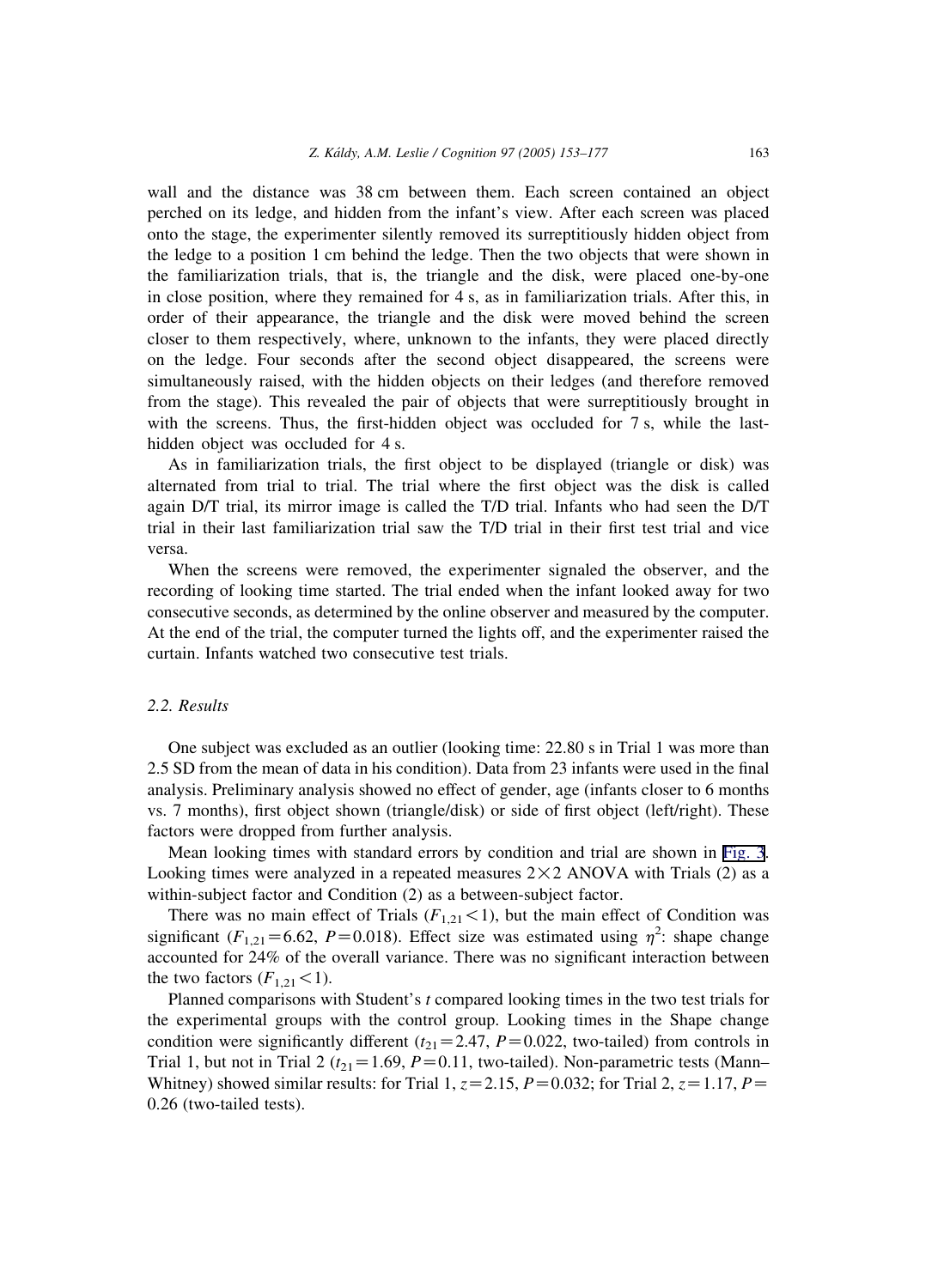wall and the distance was 38 cm between them. Each screen contained an object perched on its ledge, and hidden from the infant's view. After each screen was placed onto the stage, the experimenter silently removed its surreptitiously hidden object from the ledge to a position 1 cm behind the ledge. Then the two objects that were shown in the familiarization trials, that is, the triangle and the disk, were placed one-by-one in close position, where they remained for 4 s, as in familiarization trials. After this, in order of their appearance, the triangle and the disk were moved behind the screen closer to them respectively, where, unknown to the infants, they were placed directly on the ledge. Four seconds after the second object disappeared, the screens were simultaneously raised, with the hidden objects on their ledges (and therefore removed from the stage). This revealed the pair of objects that were surreptitiously brought in with the screens. Thus, the first-hidden object was occluded for 7 s, while the last-hidden object was occluded for 4 s.

As in familiarization trials, the first object to be displayed (triangle or disk) was alternated from trial to trial. The trial where the first object was the disk is called again D/T trial, its mirror image is called the T/D trial. Infants who had seen the D/T trial in their last familiarization trial saw the T/D trial in their first test trial and vice versa.

When the screens were removed, the experimenter signaled the observer, and the recording of looking time started. The trial ended when the infant looked away for two consecutive seconds, as determined by the online observer and measured by the computer. At the end of the trial, the computer turned the lights off, and the experimenter raised the curtain. Infants watched two consecutive test trials.

### *2.2. Results*

One subject was excluded as an outlier (looking time: 22.80 s in Trial 1 was more than 2.5 SD from the mean of data in his condition). Data from 23 infants were used in the final analysis. Preliminary analysis showed no effect of gender, age (infants closer to 6 months vs. 7 months), first object shown (triangle/disk) or side of first object (left/right). These factors were dropped from further analysis.

Mean looking times with standard errors by condition and trial are shown in Fig. 3. Looking times were analyzed in a repeated measures 2×2 ANOVA with Trials (2) as a within-subject factor and Condition (2) as a between-subject factor.

There was no main effect of Trials ($F_{1,21}<1$), but the main effect of Condition was significant ($F_{1,21}=6.62$, $P=0.018$). Effect size was estimated using $\eta^2$: shape change accounted for 24% of the overall variance. There was no significant interaction between the two factors ($F_{1,21}<1$).

Planned comparisons with Student's *t* compared looking times in the two test trials for the experimental groups with the control group. Looking times in the Shape change condition were significantly different ($t_{21}=2.47$, $P=0.022$, two-tailed) from controls in Trial 1, but not in Trial 2 ($t_{21}=1.69$, $P=0.11$, two-tailed). Non-parametric tests (Mann–Whitney) showed similar results: for Trial 1, $z=2.15$, $P=0.032$; for Trial 2, $z=1.17$, $P=0.26$ (two-tailed tests).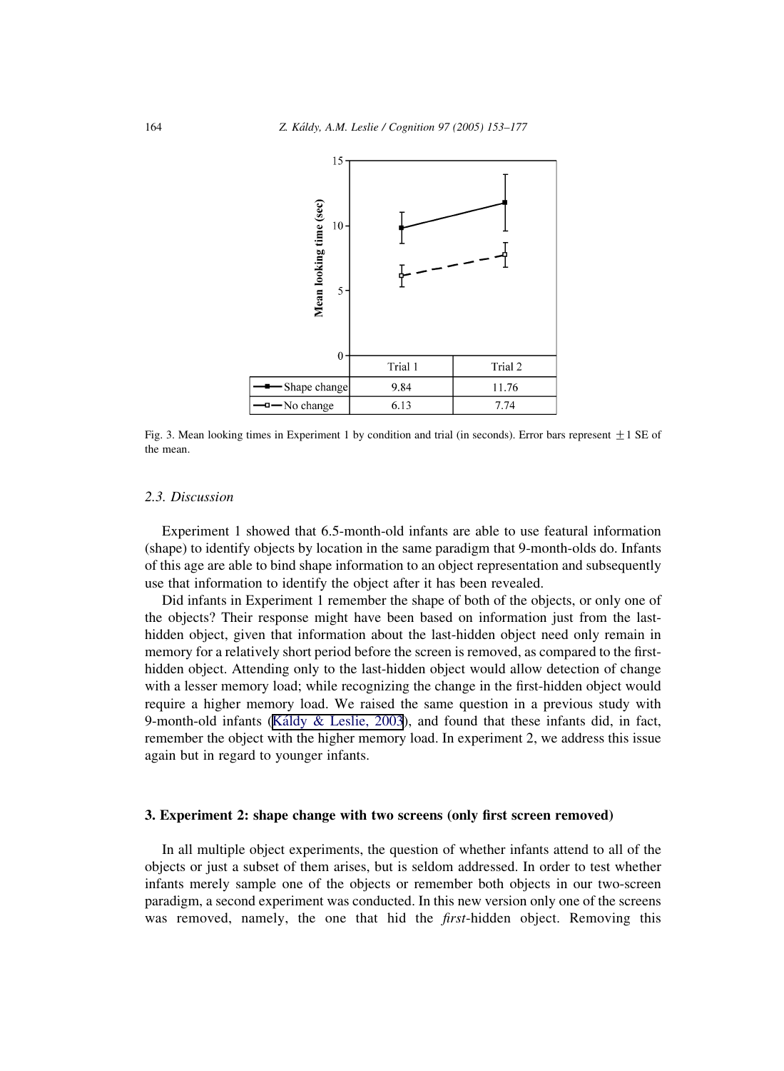| | Trial 1 | Trial 2 |
| --- | --- | --- |
| Shape change | 9.84 | 11.76 |
| No change | 6.13 | 7.74 |

Fig. 3. Mean looking times in Experiment 1 by condition and trial (in seconds). Error bars represent ±1 SE of the mean.

### 2.3. Discussion

Experiment 1 showed that 6.5-month-old infants are able to use featural information (shape) to identify objects by location in the same paradigm that 9-month-olds do. Infants of this age are able to bind shape information to an object representation and subsequently use that information to identify the object after it has been revealed.

Did infants in Experiment 1 remember the shape of both of the objects, or only one of the objects? Their response might have been based on information just from the last-hidden object, given that information about the last-hidden object need only remain in memory for a relatively short period before the screen is removed, as compared to the first-hidden object. Attending only to the last-hidden object would allow detection of change with a lesser memory load; while recognizing the change in the first-hidden object would require a higher memory load. We raised the same question in a previous study with 9-month-old infants (Káldy & Leslie, 2003), and found that these infants did, in fact, remember the object with the higher memory load. In experiment 2, we address this issue again but in regard to younger infants.

## 3. Experiment 2: shape change with two screens (only first screen removed)

In all multiple object experiments, the question of whether infants attend to all of the objects or just a subset of them arises, but is seldom addressed. In order to test whether infants merely sample one of the objects or remember both objects in our two-screen paradigm, a second experiment was conducted. In this new version only one of the screens was removed, namely, the one that hid the *first*-hidden object. Removing this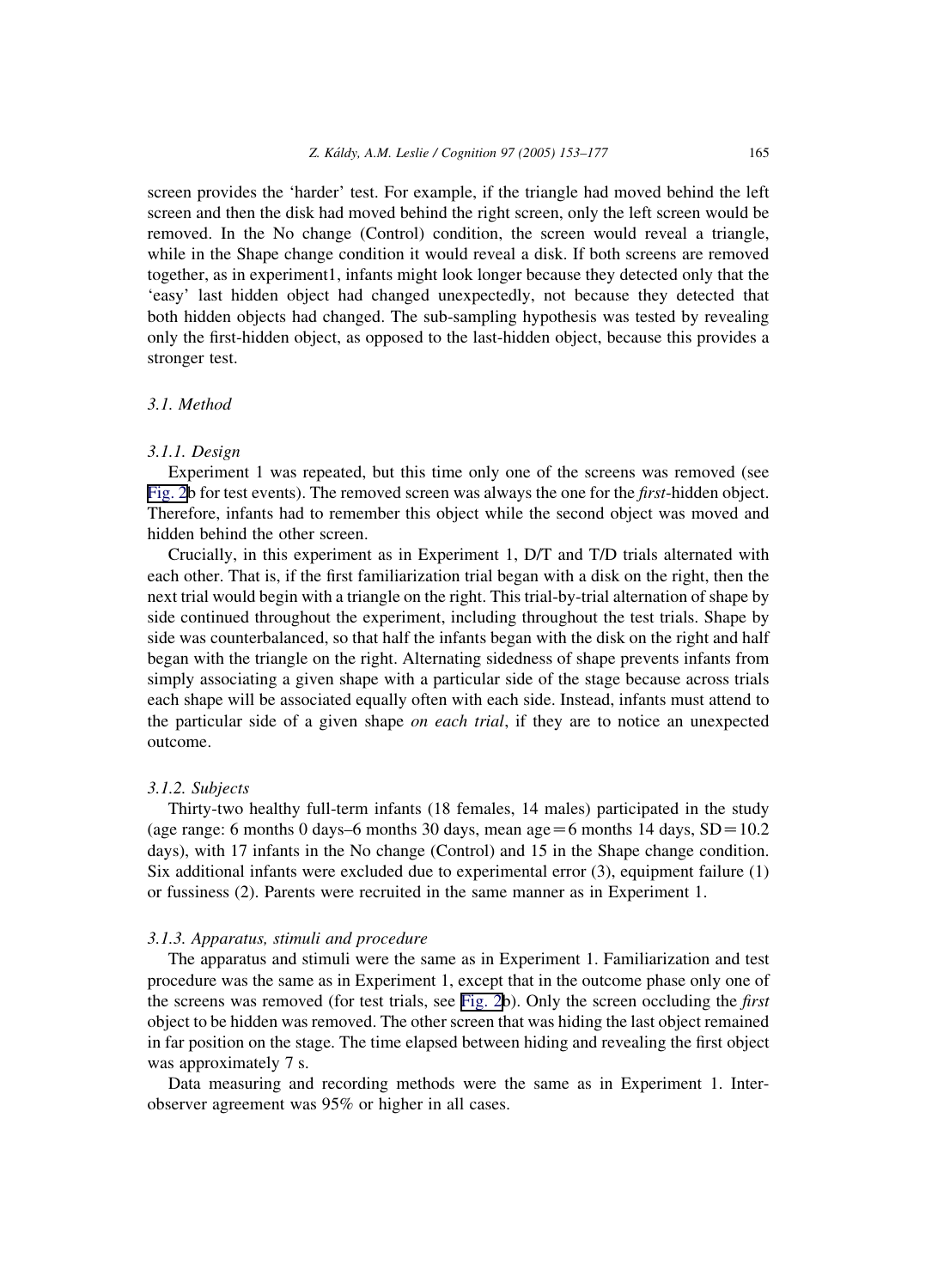screen provides the 'harder' test. For example, if the triangle had moved behind the left screen and then the disk had moved behind the right screen, only the left screen would be removed. In the No change (Control) condition, the screen would reveal a triangle, while in the Shape change condition it would reveal a disk. If both screens are removed together, as in experiment1, infants might look longer because they detected only that the 'easy' last hidden object had changed unexpectedly, not because they detected that both hidden objects had changed. The sub-sampling hypothesis was tested by revealing only the first-hidden object, as opposed to the last-hidden object, because this provides a stronger test.

### *3.1. Method*

#### *3.1.1. Design*

Experiment 1 was repeated, but this time only one of the screens was removed (see Fig. 2b for test events). The removed screen was always the one for the *first*-hidden object. Therefore, infants had to remember this object while the second object was moved and hidden behind the other screen.

Crucially, in this experiment as in Experiment 1, D/T and T/D trials alternated with each other. That is, if the first familiarization trial began with a disk on the right, then the next trial would begin with a triangle on the right. This trial-by-trial alternation of shape by side continued throughout the experiment, including throughout the test trials. Shape by side was counterbalanced, so that half the infants began with the disk on the right and half began with the triangle on the right. Alternating sidedness of shape prevents infants from simply associating a given shape with a particular side of the stage because across trials each shape will be associated equally often with each side. Instead, infants must attend to the particular side of a given shape *on each trial*, if they are to notice an unexpected outcome.

#### *3.1.2. Subjects*

Thirty-two healthy full-term infants (18 females, 14 males) participated in the study (age range: 6 months 0 days–6 months 30 days, mean age = 6 months 14 days, SD = 10.2 days), with 17 infants in the No change (Control) and 15 in the Shape change condition. Six additional infants were excluded due to experimental error (3), equipment failure (1) or fussiness (2). Parents were recruited in the same manner as in Experiment 1.

#### *3.1.3. Apparatus, stimuli and procedure*

The apparatus and stimuli were the same as in Experiment 1. Familiarization and test procedure was the same as in Experiment 1, except that in the outcome phase only one of the screens was removed (for test trials, see Fig. 2b). Only the screen occluding the *first* object to be hidden was removed. The other screen that was hiding the last object remained in far position on the stage. The time elapsed between hiding and revealing the first object was approximately 7 s.

Data measuring and recording methods were the same as in Experiment 1. Inter-observer agreement was 95% or higher in all cases.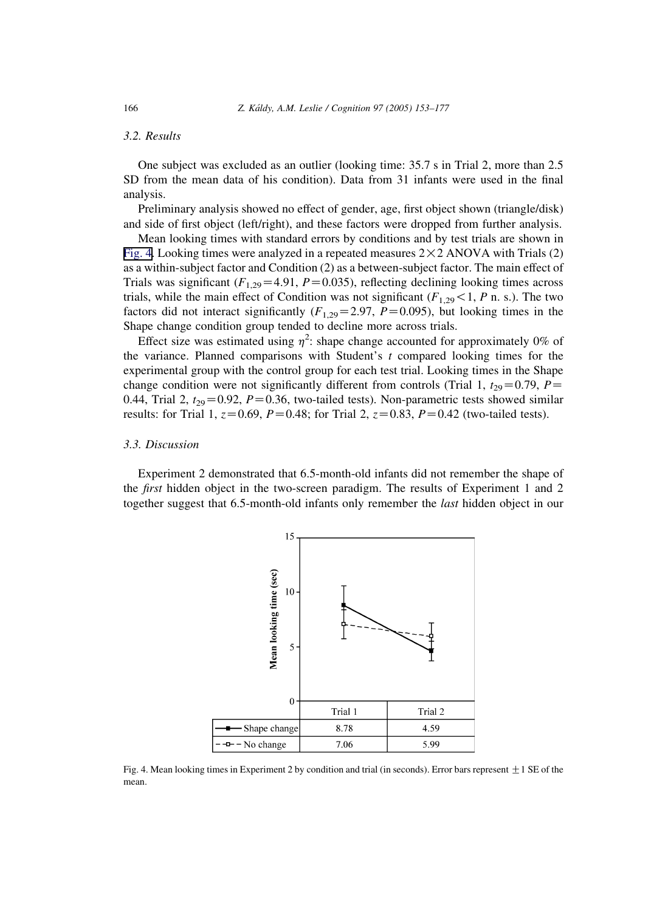### 3.2. Results

One subject was excluded as an outlier (looking time: 35.7 s in Trial 2, more than 2.5 SD from the mean data of his condition). Data from 31 infants were used in the final analysis.

Preliminary analysis showed no effect of gender, age, first object shown (triangle/disk) and side of first object (left/right), and these factors were dropped from further analysis.

Mean looking times with standard errors by conditions and by test trials are shown in Fig. 4. Looking times were analyzed in a repeated measures 2×2 ANOVA with Trials (2) as a within-subject factor and Condition (2) as a between-subject factor. The main effect of Trials was significant ($F_{1,29}=4.91$, $P=0.035$), reflecting declining looking times across trials, while the main effect of Condition was not significant ($F_{1,29}<1$, $P$ n. s.). The two factors did not interact significantly ($F_{1,29}=2.97$, $P=0.095$), but looking times in the Shape change condition group tended to decline more across trials.

Effect size was estimated using $\eta^2$: shape change accounted for approximately 0% of the variance. Planned comparisons with Student's $t$ compared looking times for the experimental group with the control group for each test trial. Looking times in the Shape change condition were not significantly different from controls (Trial 1, $t_{29}=0.79$, $P=0.44$, Trial 2, $t_{29}=0.92$, $P=0.36$, two-tailed tests). Non-parametric tests showed similar results: for Trial 1, $z=0.69$, $P=0.48$; for Trial 2, $z=0.83$, $P=0.42$ (two-tailed tests).

### 3.3. Discussion

Experiment 2 demonstrated that 6.5-month-old infants did not remember the shape of the *first* hidden object in the two-screen paradigm. The results of Experiment 1 and 2 together suggest that 6.5-month-old infants only remember the *last* hidden object in our

| | Trial 1 | Trial 2 |
|---|---|---|
| Shape change | 8.78 | 4.59 |
| No change | 7.06 | 5.99 |

Fig. 4. Mean looking times in Experiment 2 by condition and trial (in seconds). Error bars represent ±1 SE of the mean.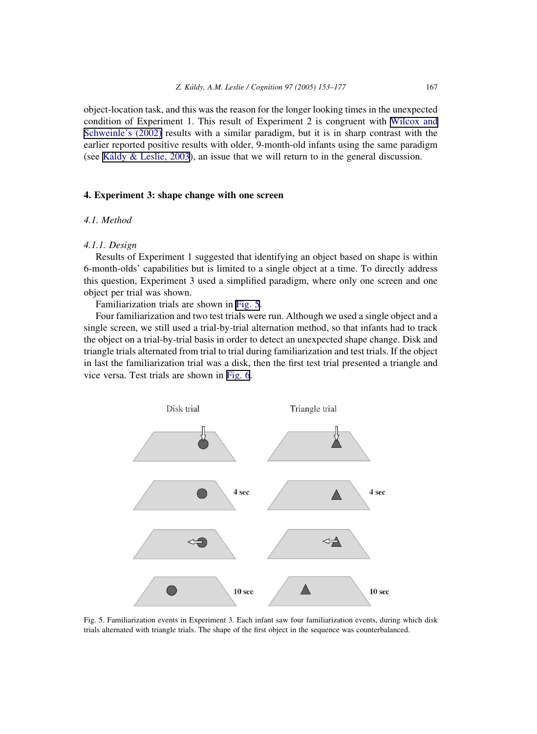object-location task, and this was the reason for the longer looking times in the unexpected condition of Experiment 1. This result of Experiment 2 is congruent with Wilcox and Schweinle's (2002) results with a similar paradigm, but it is in sharp contrast with the earlier reported positive results with older, 9-month-old infants using the same paradigm (see Káldy & Leslie, 2003), an issue that we will return to in the general discussion.

## 4. Experiment 3: shape change with one screen

### 4.1. Method

#### 4.1.1. Design

Results of Experiment 1 suggested that identifying an object based on shape is within 6-month-olds' capabilities but is limited to a single object at a time. To directly address this question, Experiment 3 used a simplified paradigm, where only one screen and one object per trial was shown.

Familiarization trials are shown in Fig. 5.

Four familiarization and two test trials were run. Although we used a single object and a single screen, we still used a trial-by-trial alternation method, so that infants had to track the object on a trial-by-trial basis in order to detect an unexpected shape change. Disk and triangle trials alternated from trial to trial during familiarization and test trials. If the object in last the familiarization trial was a disk, then the first test trial presented a triangle and vice versa. Test trials are shown in Fig. 6.

Fig. 5. Familiarization events in Experiment 3. Each infant saw four familiarization events, during which disk trials alternated with triangle trials. The shape of the first object in the sequence was counterbalanced.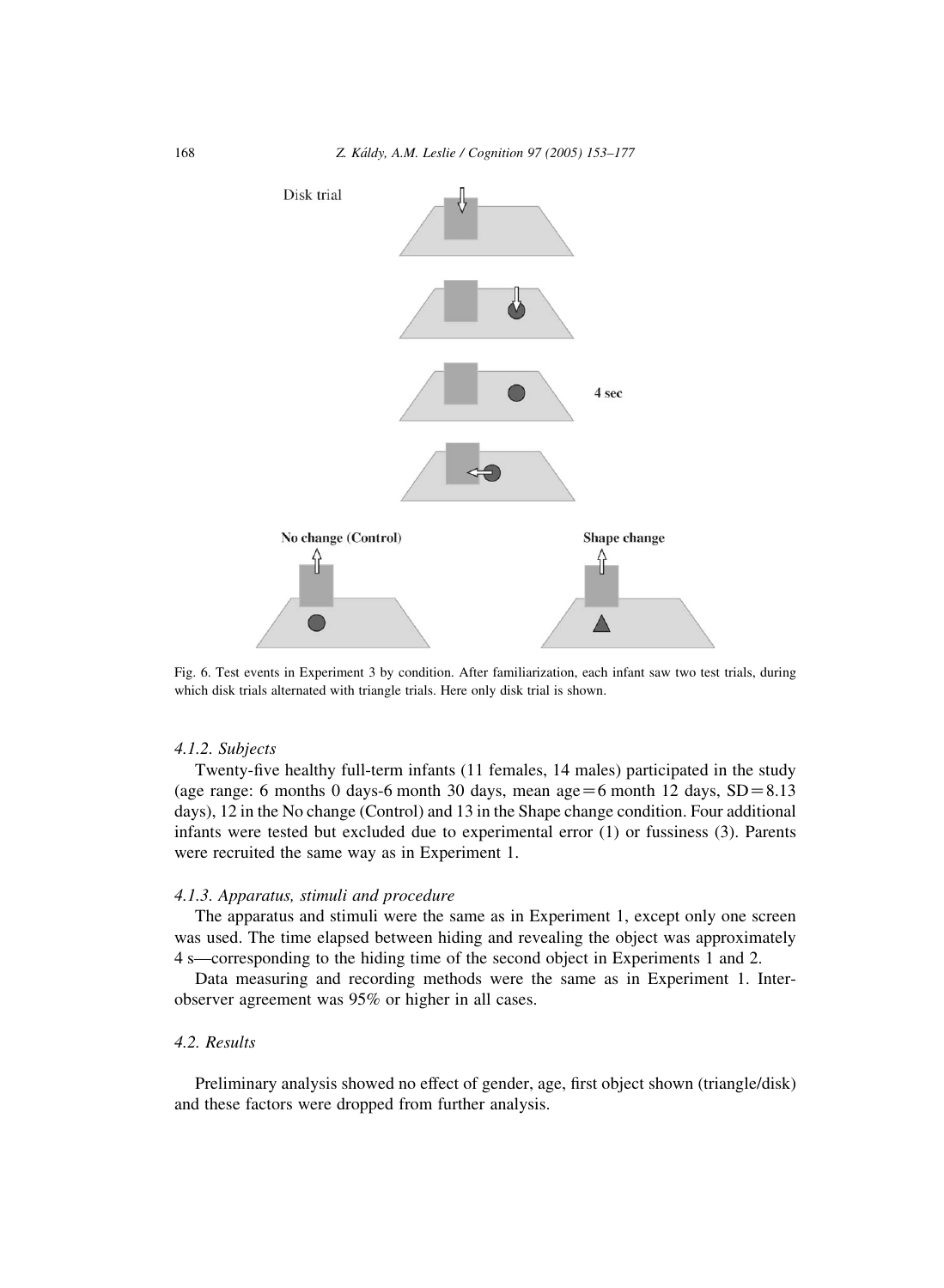Disk trial

4 sec

No change (Control)

Shape change

Fig. 6. Test events in Experiment 3 by condition. After familiarization, each infant saw two test trials, during which disk trials alternated with triangle trials. Here only disk trial is shown.

### 4.1.2. Subjects

Twenty-five healthy full-term infants (11 females, 14 males) participated in the study (age range: 6 months 0 days-6 month 30 days, mean age = 6 month 12 days, SD = 8.13 days), 12 in the No change (Control) and 13 in the Shape change condition. Four additional infants were tested but excluded due to experimental error (1) or fussiness (3). Parents were recruited the same way as in Experiment 1.

### 4.1.3. Apparatus, stimuli and procedure

The apparatus and stimuli were the same as in Experiment 1, except only one screen was used. The time elapsed between hiding and revealing the object was approximately 4 s—corresponding to the hiding time of the second object in Experiments 1 and 2.

Data measuring and recording methods were the same as in Experiment 1. Inter-observer agreement was 95% or higher in all cases.

## 4.2. Results

Preliminary analysis showed no effect of gender, age, first object shown (triangle/disk) and these factors were dropped from further analysis.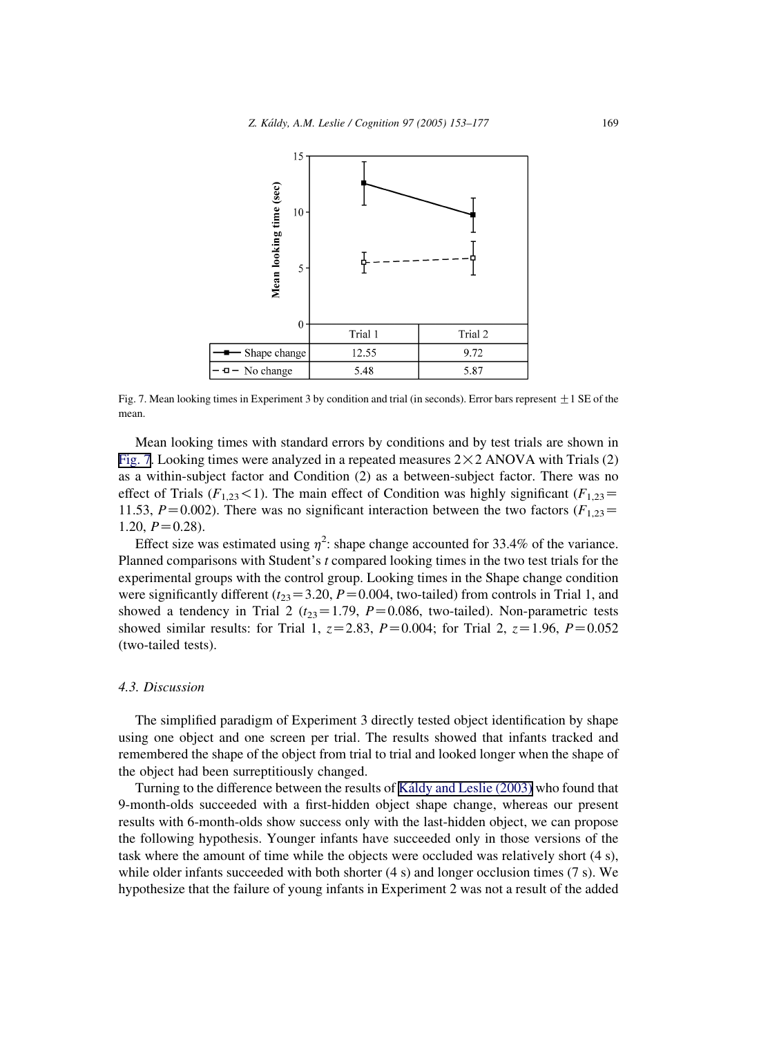| | Trial 1 | Trial 2 |
|---|---|---|
| Shape change | 12.55 | 9.72 |
| No change | 5.48 | 5.87 |

Fig. 7. Mean looking times in Experiment 3 by condition and trial (in seconds). Error bars represent ±1 SE of the mean.

Mean looking times with standard errors by conditions and by test trials are shown in Fig. 7. Looking times were analyzed in a repeated measures 2×2 ANOVA with Trials (2) as a within-subject factor and Condition (2) as a between-subject factor. There was no effect of Trials ($F_{1,23} < 1$). The main effect of Condition was highly significant ($F_{1,23} = 11.53$, $P = 0.002$). There was no significant interaction between the two factors ($F_{1,23} = 1.20$, $P = 0.28$).

Effect size was estimated using $\eta^2$: shape change accounted for 33.4% of the variance. Planned comparisons with Student's *t* compared looking times in the two test trials for the experimental groups with the control group. Looking times in the Shape change condition were significantly different ($t_{23} = 3.20$, $P = 0.004$, two-tailed) from controls in Trial 1, and showed a tendency in Trial 2 ($t_{23} = 1.79$, $P = 0.086$, two-tailed). Non-parametric tests showed similar results: for Trial 1, $z = 2.83$, $P = 0.004$; for Trial 2, $z = 1.96$, $P = 0.052$ (two-tailed tests).

### 4.3. Discussion

The simplified paradigm of Experiment 3 directly tested object identification by shape using one object and one screen per trial. The results showed that infants tracked and remembered the shape of the object from trial to trial and looked longer when the shape of the object had been surreptitiously changed.

Turning to the difference between the results of Káldy and Leslie (2003) who found that 9-month-olds succeeded with a first-hidden object shape change, whereas our present results with 6-month-olds show success only with the last-hidden object, we can propose the following hypothesis. Younger infants have succeeded only in those versions of the task where the amount of time while the objects were occluded was relatively short (4 s), while older infants succeeded with both shorter (4 s) and longer occlusion times (7 s). We hypothesize that the failure of young infants in Experiment 2 was not a result of the added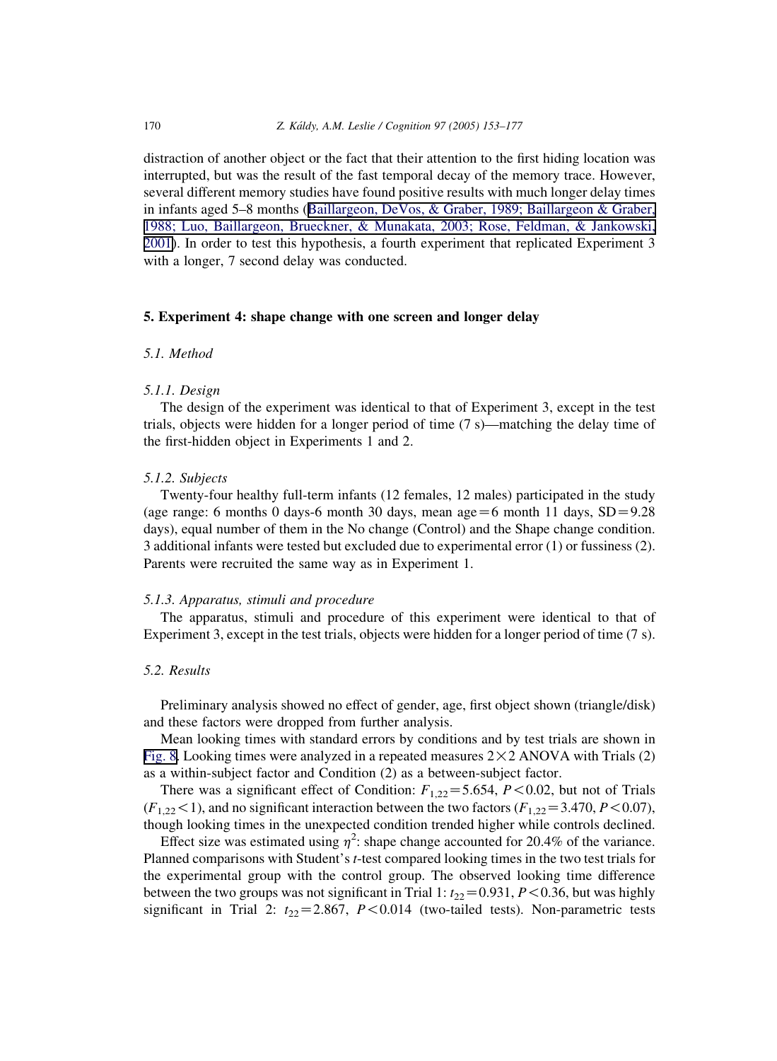distraction of another object or the fact that their attention to the first hiding location was interrupted, but was the result of the fast temporal decay of the memory trace. However, several different memory studies have found positive results with much longer delay times in infants aged 5–8 months (Baillargeon, DeVos, & Graber, 1989; Baillargeon & Graber, 1988; Luo, Baillargeon, Brueckner, & Munakata, 2003; Rose, Feldman, & Jankowski, 2001). In order to test this hypothesis, a fourth experiment that replicated Experiment 3 with a longer, 7 second delay was conducted.

## 5. Experiment 4: shape change with one screen and longer delay

### 5.1. Method

#### 5.1.1. Design

The design of the experiment was identical to that of Experiment 3, except in the test trials, objects were hidden for a longer period of time (7 s)—matching the delay time of the first-hidden object in Experiments 1 and 2.

#### 5.1.2. Subjects

Twenty-four healthy full-term infants (12 females, 12 males) participated in the study (age range: 6 months 0 days-6 month 30 days, mean age = 6 month 11 days, SD = 9.28 days), equal number of them in the No change (Control) and the Shape change condition. 3 additional infants were tested but excluded due to experimental error (1) or fussiness (2). Parents were recruited the same way as in Experiment 1.

#### 5.1.3. Apparatus, stimuli and procedure

The apparatus, stimuli and procedure of this experiment were identical to that of Experiment 3, except in the test trials, objects were hidden for a longer period of time (7 s).

### 5.2. Results

Preliminary analysis showed no effect of gender, age, first object shown (triangle/disk) and these factors were dropped from further analysis.

Mean looking times with standard errors by conditions and by test trials are shown in Fig. 8. Looking times were analyzed in a repeated measures $2 \times 2$ ANOVA with Trials (2) as a within-subject factor and Condition (2) as a between-subject factor.

There was a significant effect of Condition: $F_{1,22} = 5.654$, $P < 0.02$, but not of Trials ($F_{1,22} < 1$), and no significant interaction between the two factors ($F_{1,22} = 3.470$, $P < 0.07$), though looking times in the unexpected condition trended higher while controls declined.

Effect size was estimated using $\eta^2$: shape change accounted for 20.4% of the variance. Planned comparisons with Student's *t*-test compared looking times in the two test trials for the experimental group with the control group. The observed looking time difference between the two groups was not significant in Trial 1: $t_{22} = 0.931$, $P < 0.36$, but was highly significant in Trial 2: $t_{22} = 2.867$, $P < 0.014$ (two-tailed tests). Non-parametric tests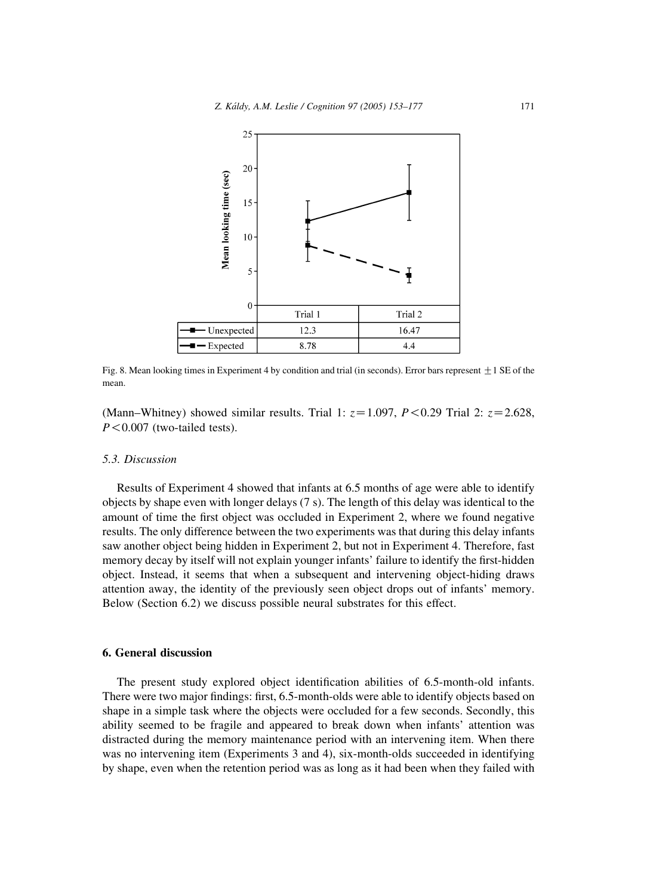| | Trial 1 | Trial 2 |
|---|---|---|
| Unexpected | 12.3 | 16.47 |
| Expected | 8.78 | 4.4 |

Fig. 8. Mean looking times in Experiment 4 by condition and trial (in seconds). Error bars represent ±1 SE of the mean.

(Mann–Whitney) showed similar results. Trial 1: $z = 1.097$, $P < 0.29$ Trial 2: $z = 2.628$, $P < 0.007$ (two-tailed tests).

### 5.3. Discussion

Results of Experiment 4 showed that infants at 6.5 months of age were able to identify objects by shape even with longer delays (7 s). The length of this delay was identical to the amount of time the first object was occluded in Experiment 2, where we found negative results. The only difference between the two experiments was that during this delay infants saw another object being hidden in Experiment 2, but not in Experiment 4. Therefore, fast memory decay by itself will not explain younger infants' failure to identify the first-hidden object. Instead, it seems that when a subsequent and intervening object-hiding draws attention away, the identity of the previously seen object drops out of infants' memory. Below (Section 6.2) we discuss possible neural substrates for this effect.

## 6. General discussion

The present study explored object identification abilities of 6.5-month-old infants. There were two major findings: first, 6.5-month-olds were able to identify objects based on shape in a simple task where the objects were occluded for a few seconds. Secondly, this ability seemed to be fragile and appeared to break down when infants' attention was distracted during the memory maintenance period with an intervening item. When there was no intervening item (Experiments 3 and 4), six-month-olds succeeded in identifying by shape, even when the retention period was as long as it had been when they failed with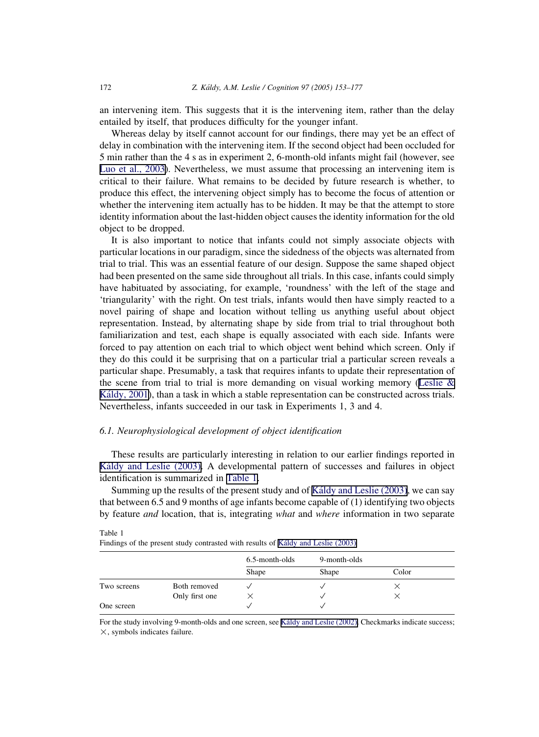an intervening item. This suggests that it is the intervening item, rather than the delay entailed by itself, that produces difficulty for the younger infant.

Whereas delay by itself cannot account for our findings, there may yet be an effect of delay in combination with the intervening item. If the second object had been occluded for 5 min rather than the 4 s as in experiment 2, 6-month-old infants might fail (however, see Luo et al., 2003). Nevertheless, we must assume that processing an intervening item is critical to their failure. What remains to be decided by future research is whether, to produce this effect, the intervening object simply has to become the focus of attention or whether the intervening item actually has to be hidden. It may be that the attempt to store identity information about the last-hidden object causes the identity information for the old object to be dropped.

It is also important to notice that infants could not simply associate objects with particular locations in our paradigm, since the sidedness of the objects was alternated from trial to trial. This was an essential feature of our design. Suppose the same shaped object had been presented on the same side throughout all trials. In this case, infants could simply have habituated by associating, for example, 'roundness' with the left of the stage and 'triangularity' with the right. On test trials, infants would then have simply reacted to a novel pairing of shape and location without telling us anything useful about object representation. Instead, by alternating shape by side from trial to trial throughout both familiarization and test, each shape is equally associated with each side. Infants were forced to pay attention on each trial to which object went behind which screen. Only if they do this could it be surprising that on a particular trial a particular screen reveals a particular shape. Presumably, a task that requires infants to update their representation of the scene from trial to trial is more demanding on visual working memory (Leslie & Káldy, 2001), than a task in which a stable representation can be constructed across trials. Nevertheless, infants succeeded in our task in Experiments 1, 3 and 4.

### *6.1. Neurophysiological development of object identification*

These results are particularly interesting in relation to our earlier findings reported in Káldy and Leslie (2003). A developmental pattern of successes and failures in object identification is summarized in Table 1.

Summing up the results of the present study and of Káldy and Leslie (2003), we can say that between 6.5 and 9 months of age infants become capable of (1) identifying two objects by feature *and* location, that is, integrating *what* and *where* information in two separate

Table 1
Findings of the present study contrasted with results of Káldy and Leslie (2003)

| | | 6.5-month-olds | 9-month-olds | |
|---|---|---|---|---|
| | | Shape | Shape | Color |
| Two screens | Both removed | ✓ | ✓ | × |
| | Only first one | × | ✓ | × |
| One screen | | ✓ | ✓ | |

For the study involving 9-month-olds and one screen, see Káldy and Leslie (2002). Checkmarks indicate success; ×, symbols indicates failure.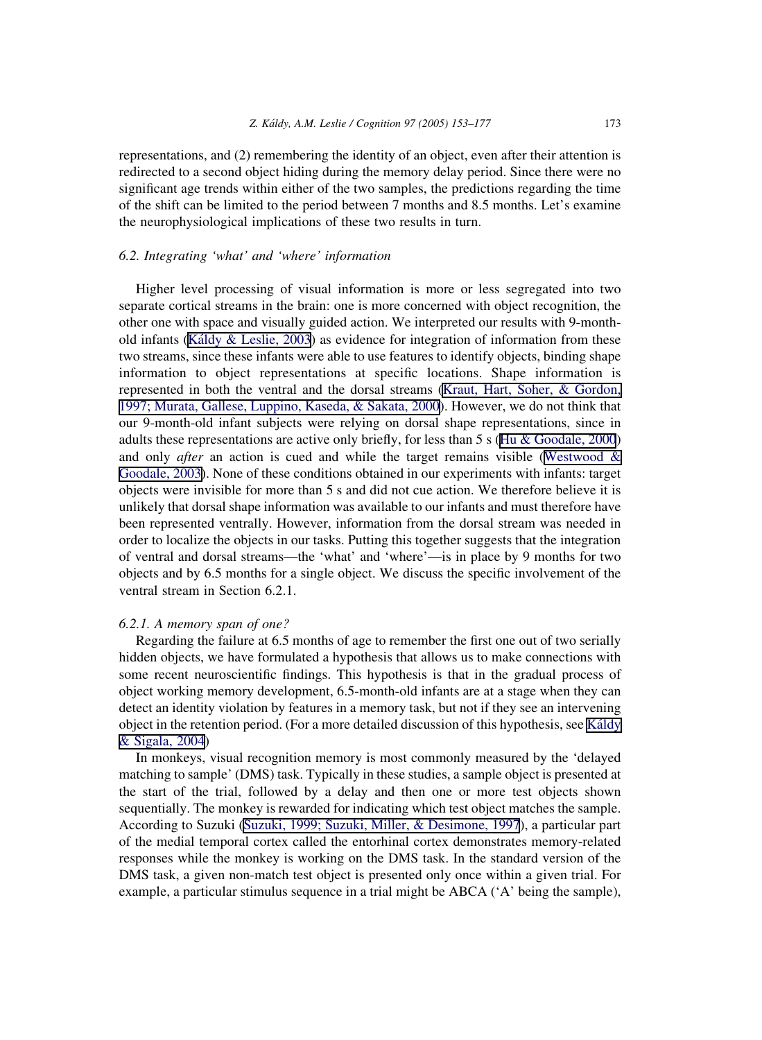representations, and (2) remembering the identity of an object, even after their attention is redirected to a second object hiding during the memory delay period. Since there were no significant age trends within either of the two samples, the predictions regarding the time of the shift can be limited to the period between 7 months and 8.5 months. Let's examine the neurophysiological implications of these two results in turn.

### 6.2. Integrating 'what' and 'where' information

Higher level processing of visual information is more or less segregated into two separate cortical streams in the brain: one is more concerned with object recognition, the other one with space and visually guided action. We interpreted our results with 9-month-old infants (Káldy & Leslie, 2003) as evidence for integration of information from these two streams, since these infants were able to use features to identify objects, binding shape information to object representations at specific locations. Shape information is represented in both the ventral and the dorsal streams (Kraut, Hart, Soher, & Gordon, 1997; Murata, Gallese, Luppino, Kaseda, & Sakata, 2000). However, we do not think that our 9-month-old infant subjects were relying on dorsal shape representations, since in adults these representations are active only briefly, for less than 5 s (Hu & Goodale, 2000) and only *after* an action is cued and while the target remains visible (Westwood & Goodale, 2003). None of these conditions obtained in our experiments with infants: target objects were invisible for more than 5 s and did not cue action. We therefore believe it is unlikely that dorsal shape information was available to our infants and must therefore have been represented ventrally. However, information from the dorsal stream was needed in order to localize the objects in our tasks. Putting this together suggests that the integration of ventral and dorsal streams—the 'what' and 'where'—is in place by 9 months for two objects and by 6.5 months for a single object. We discuss the specific involvement of the ventral stream in Section 6.2.1.

#### 6.2.1. A memory span of one?

Regarding the failure at 6.5 months of age to remember the first one out of two serially hidden objects, we have formulated a hypothesis that allows us to make connections with some recent neuroscientific findings. This hypothesis is that in the gradual process of object working memory development, 6.5-month-old infants are at a stage when they can detect an identity violation by features in a memory task, but not if they see an intervening object in the retention period. (For a more detailed discussion of this hypothesis, see Káldy & Sigala, 2004)

In monkeys, visual recognition memory is most commonly measured by the 'delayed matching to sample' (DMS) task. Typically in these studies, a sample object is presented at the start of the trial, followed by a delay and then one or more test objects shown sequentially. The monkey is rewarded for indicating which test object matches the sample. According to Suzuki (Suzuki, 1999; Suzuki, Miller, & Desimone, 1997), a particular part of the medial temporal cortex called the entorhinal cortex demonstrates memory-related responses while the monkey is working on the DMS task. In the standard version of the DMS task, a given non-match test object is presented only once within a given trial. For example, a particular stimulus sequence in a trial might be ABCA ('A' being the sample),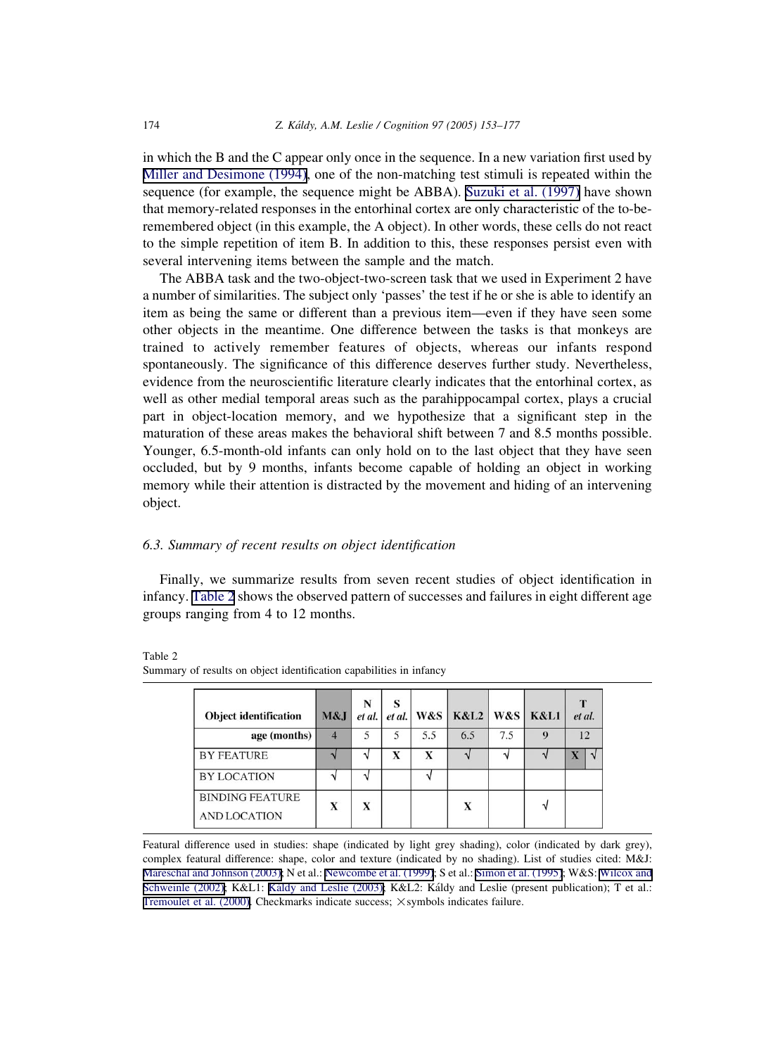in which the B and the C appear only once in the sequence. In a new variation first used by Miller and Desimone (1994), one of the non-matching test stimuli is repeated within the sequence (for example, the sequence might be ABBA). Suzuki et al. (1997) have shown that memory-related responses in the entorhinal cortex are only characteristic of the to-be-remembered object (in this example, the A object). In other words, these cells do not react to the simple repetition of item B. In addition to this, these responses persist even with several intervening items between the sample and the match.

The ABBA task and the two-object-two-screen task that we used in Experiment 2 have a number of similarities. The subject only 'passes' the test if he or she is able to identify an item as being the same or different than a previous item—even if they have seen some other objects in the meantime. One difference between the tasks is that monkeys are trained to actively remember features of objects, whereas our infants respond spontaneously. The significance of this difference deserves further study. Nevertheless, evidence from the neuroscientific literature clearly indicates that the entorhinal cortex, as well as other medial temporal areas such as the parahippocampal cortex, plays a crucial part in object-location memory, and we hypothesize that a significant step in the maturation of these areas makes the behavioral shift between 7 and 8.5 months possible. Younger, 6.5-month-old infants can only hold on to the last object that they have seen occluded, but by 9 months, infants become capable of holding an object in working memory while their attention is distracted by the movement and hiding of an intervening object.

### 6.3. Summary of recent results on object identification

Finally, we summarize results from seven recent studies of object identification in infancy. Table 2 shows the observed pattern of successes and failures in eight different age groups ranging from 4 to 12 months.

Table 2
Summary of results on object identification capabilities in infancy

| Object identification | M&J | N *et al.* | S *et al.* | W&S | K&L2 | W&S | K&L1 | T *et al.* | |
|---|---|---|---|---|---|---|---|---|---|
| age (months) | 4 | 5 | 5 | 5.5 | 6.5 | 7.5 | 9 | 12 | |
| BY FEATURE | √ | √ | X | X | √ | √ | √ | X | √ |
| BY LOCATION | √ | √ | | √ | | | | | |
| BINDING FEATURE AND LOCATION | X | X | | | X | | √ | | |

Featural difference used in studies: shape (indicated by light grey shading), color (indicated by dark grey), complex featural difference: shape, color and texture (indicated by no shading). List of studies cited: M&J: Mareschal and Johnson (2003); N et al.: Newcombe et al. (1999); S et al.: Simon et al. (1995); W&S: Wilcox and Schweinle (2002); K&L1: Káldy and Leslie (2003); K&L2: Káldy and Leslie (present publication); T et al.: Tremoulet et al. (2000). Checkmarks indicate success; × symbols indicates failure.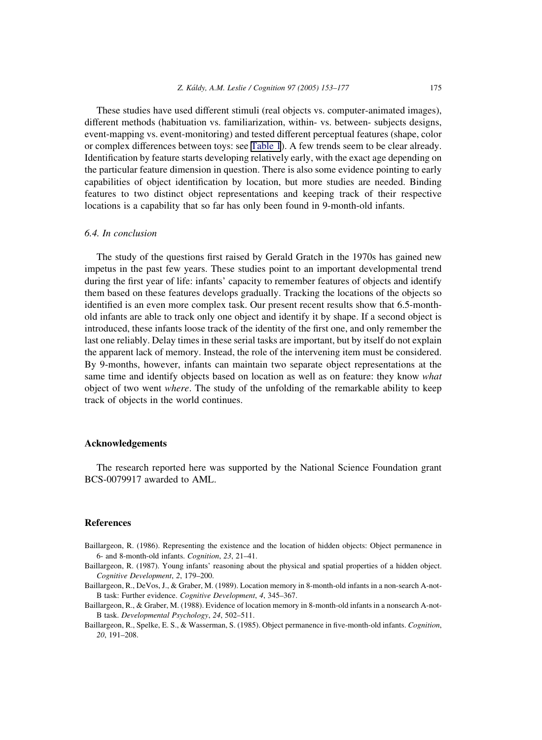These studies have used different stimuli (real objects vs. computer-animated images), different methods (habituation vs. familiarization, within- vs. between- subjects designs, event-mapping vs. event-monitoring) and tested different perceptual features (shape, color or complex differences between toys: see Table 1). A few trends seem to be clear already. Identification by feature starts developing relatively early, with the exact age depending on the particular feature dimension in question. There is also some evidence pointing to early capabilities of object identification by location, but more studies are needed. Binding features to two distinct object representations and keeping track of their respective locations is a capability that so far has only been found in 9-month-old infants.

### *6.4. In conclusion*

The study of the questions first raised by Gerald Gratch in the 1970s has gained new impetus in the past few years. These studies point to an important developmental trend during the first year of life: infants' capacity to remember features of objects and identify them based on these features develops gradually. Tracking the locations of the objects so identified is an even more complex task. Our present recent results show that 6.5-month-old infants are able to track only one object and identify it by shape. If a second object is introduced, these infants loose track of the identity of the first one, and only remember the last one reliably. Delay times in these serial tasks are important, but by itself do not explain the apparent lack of memory. Instead, the role of the intervening item must be considered. By 9-months, however, infants can maintain two separate object representations at the same time and identify objects based on location as well as on feature: they know *what* object of two went *where*. The study of the unfolding of the remarkable ability to keep track of objects in the world continues.

## Acknowledgements

The research reported here was supported by the National Science Foundation grant BCS-0079917 awarded to AML.

## References

Baillargeon, R. (1986). Representing the existence and the location of hidden objects: Object permanence in 6- and 8-month-old infants. *Cognition*, *23*, 21–41.

Baillargeon, R. (1987). Young infants' reasoning about the physical and spatial properties of a hidden object. *Cognitive Development*, *2*, 179–200.

Baillargeon, R., DeVos, J., & Graber, M. (1989). Location memory in 8-month-old infants in a non-search A-not-B task: Further evidence. *Cognitive Development*, *4*, 345–367.

Baillargeon, R., & Graber, M. (1988). Evidence of location memory in 8-month-old infants in a nonsearch A-not-B task. *Developmental Psychology*, *24*, 502–511.

Baillargeon, R., Spelke, E. S., & Wasserman, S. (1985). Object permanence in five-month-old infants. *Cognition*, *20*, 191–208.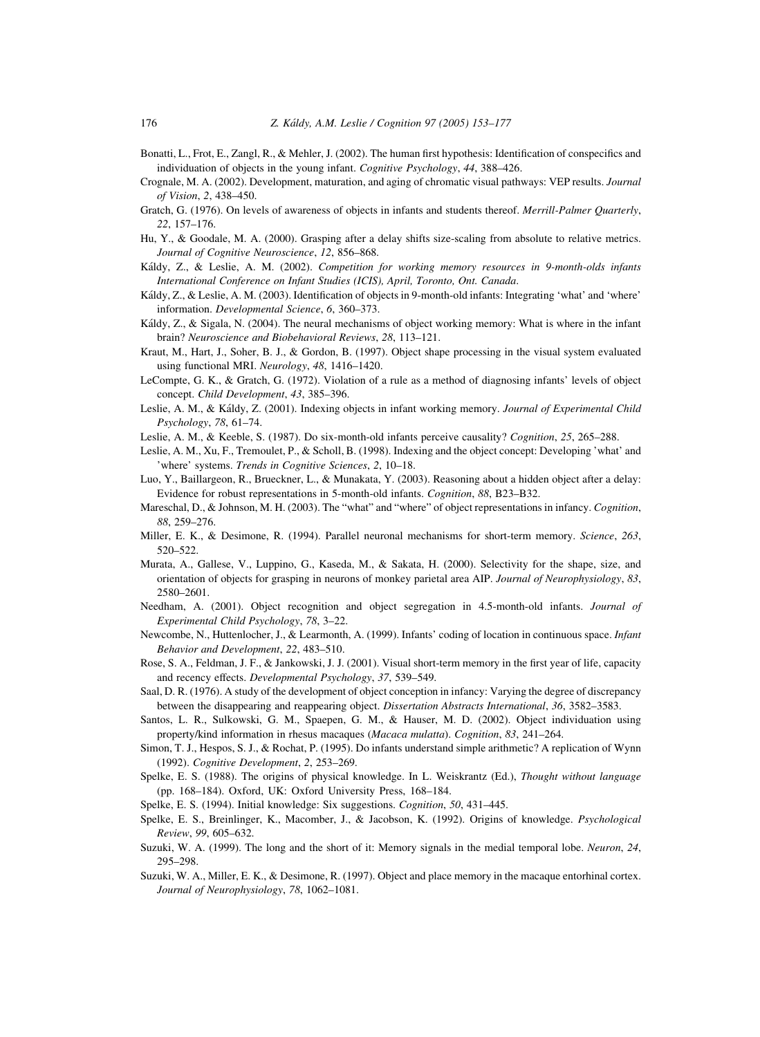Bonatti, L., Frot, E., Zangl, R., & Mehler, J. (2002). The human first hypothesis: Identification of conspecifics and individuation of objects in the young infant. *Cognitive Psychology*, *44*, 388–426.

Crognale, M. A. (2002). Development, maturation, and aging of chromatic visual pathways: VEP results. *Journal of Vision*, *2*, 438–450.

Gratch, G. (1976). On levels of awareness of objects in infants and students thereof. *Merrill-Palmer Quarterly*, *22*, 157–176.

Hu, Y., & Goodale, M. A. (2000). Grasping after a delay shifts size-scaling from absolute to relative metrics. *Journal of Cognitive Neuroscience*, *12*, 856–868.

Káldy, Z., & Leslie, A. M. (2002). *Competition for working memory resources in 9-month-olds infants International Conference on Infant Studies (ICIS), April, Toronto, Ont. Canada*.

Káldy, Z., & Leslie, A. M. (2003). Identification of objects in 9-month-old infants: Integrating 'what' and 'where' information. *Developmental Science*, *6*, 360–373.

Káldy, Z., & Sigala, N. (2004). The neural mechanisms of object working memory: What is where in the infant brain? *Neuroscience and Biobehavioral Reviews*, *28*, 113–121.

Kraut, M., Hart, J., Soher, B. J., & Gordon, B. (1997). Object shape processing in the visual system evaluated using functional MRI. *Neurology*, *48*, 1416–1420.

LeCompte, G. K., & Gratch, G. (1972). Violation of a rule as a method of diagnosing infants' levels of object concept. *Child Development*, *43*, 385–396.

Leslie, A. M., & Káldy, Z. (2001). Indexing objects in infant working memory. *Journal of Experimental Child Psychology*, *78*, 61–74.

Leslie, A. M., & Keeble, S. (1987). Do six-month-old infants perceive causality? *Cognition*, *25*, 265–288.

Leslie, A. M., Xu, F., Tremoulet, P., & Scholl, B. (1998). Indexing and the object concept: Developing 'what' and 'where' systems. *Trends in Cognitive Sciences*, *2*, 10–18.

Luo, Y., Baillargeon, R., Brueckner, L., & Munakata, Y. (2003). Reasoning about a hidden object after a delay: Evidence for robust representations in 5-month-old infants. *Cognition*, *88*, B23–B32.

Mareschal, D., & Johnson, M. H. (2003). The "what" and "where" of object representations in infancy. *Cognition*, *88*, 259–276.

Miller, E. K., & Desimone, R. (1994). Parallel neuronal mechanisms for short-term memory. *Science*, *263*, 520–522.

Murata, A., Gallese, V., Luppino, G., Kaseda, M., & Sakata, H. (2000). Selectivity for the shape, size, and orientation of objects for grasping in neurons of monkey parietal area AIP. *Journal of Neurophysiology*, *83*, 2580–2601.

Needham, A. (2001). Object recognition and object segregation in 4.5-month-old infants. *Journal of Experimental Child Psychology*, *78*, 3–22.

Newcombe, N., Huttenlocher, J., & Learmonth, A. (1999). Infants' coding of location in continuous space. *Infant Behavior and Development*, *22*, 483–510.

Rose, S. A., Feldman, J. F., & Jankowski, J. J. (2001). Visual short-term memory in the first year of life, capacity and recency effects. *Developmental Psychology*, *37*, 539–549.

Saal, D. R. (1976). A study of the development of object conception in infancy: Varying the degree of discrepancy between the disappearing and reappearing object. *Dissertation Abstracts International*, *36*, 3582–3583.

Santos, L. R., Sulkowski, G. M., Spaepen, G. M., & Hauser, M. D. (2002). Object individuation using property/kind information in rhesus macaques (*Macaca mulatta*). *Cognition*, *83*, 241–264.

Simon, T. J., Hespos, S. J., & Rochat, P. (1995). Do infants understand simple arithmetic? A replication of Wynn (1992). *Cognitive Development*, *2*, 253–269.

Spelke, E. S. (1988). The origins of physical knowledge. In L. Weiskrantz (Ed.), *Thought without language* (pp. 168–184). Oxford, UK: Oxford University Press, 168–184.

Spelke, E. S. (1994). Initial knowledge: Six suggestions. *Cognition*, *50*, 431–445.

Spelke, E. S., Breinlinger, K., Macomber, J., & Jacobson, K. (1992). Origins of knowledge. *Psychological Review*, *99*, 605–632.

Suzuki, W. A. (1999). The long and the short of it: Memory signals in the medial temporal lobe. *Neuron*, *24*, 295–298.

Suzuki, W. A., Miller, E. K., & Desimone, R. (1997). Object and place memory in the macaque entorhinal cortex. *Journal of Neurophysiology*, *78*, 1062–1081.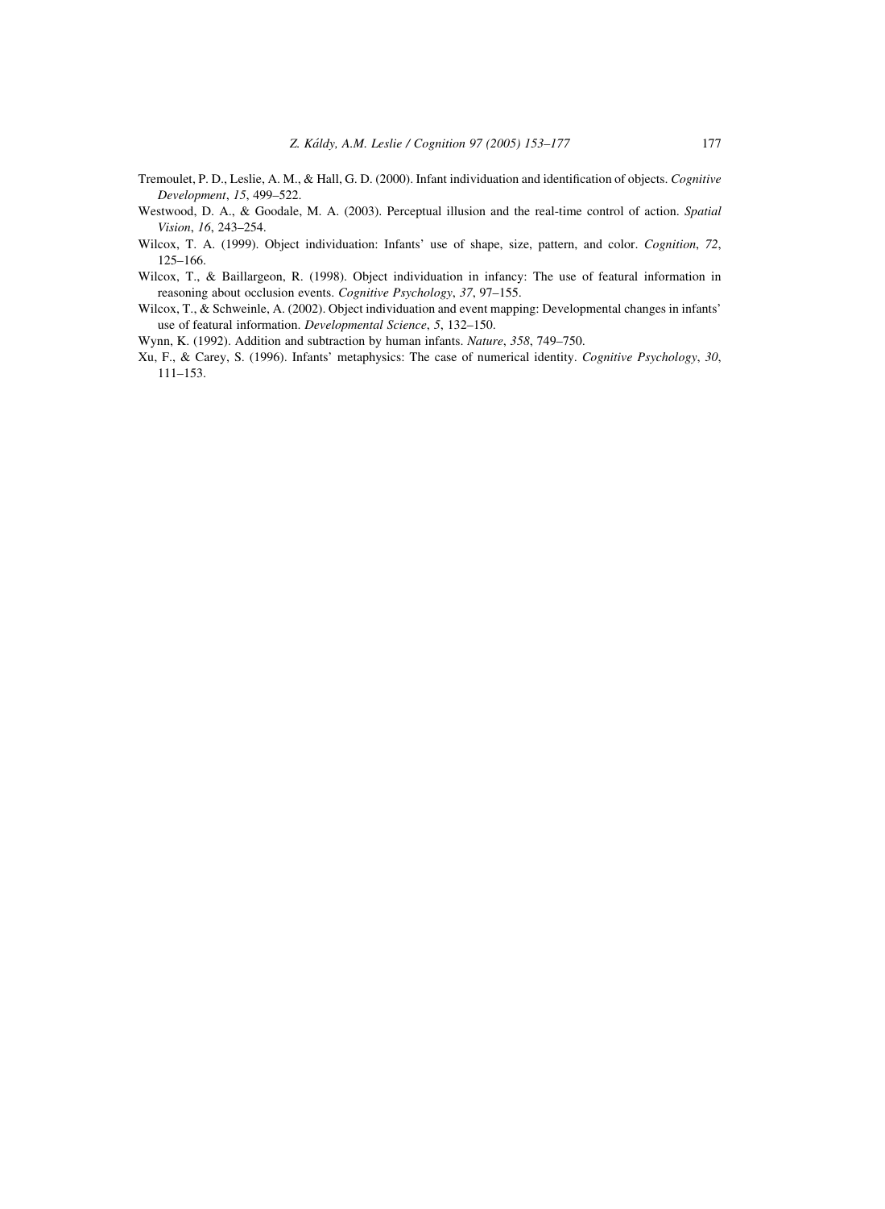Tremoulet, P. D., Leslie, A. M., & Hall, G. D. (2000). Infant individuation and identification of objects. *Cognitive Development*, *15*, 499–522.

Westwood, D. A., & Goodale, M. A. (2003). Perceptual illusion and the real-time control of action. *Spatial Vision*, *16*, 243–254.

Wilcox, T. A. (1999). Object individuation: Infants' use of shape, size, pattern, and color. *Cognition*, *72*, 125–166.

Wilcox, T., & Baillargeon, R. (1998). Object individuation in infancy: The use of featural information in reasoning about occlusion events. *Cognitive Psychology*, *37*, 97–155.

Wilcox, T., & Schweinle, A. (2002). Object individuation and event mapping: Developmental changes in infants' use of featural information. *Developmental Science*, *5*, 132–150.

Wynn, K. (1992). Addition and subtraction by human infants. *Nature*, *358*, 749–750.

Xu, F., & Carey, S. (1996). Infants' metaphysics: The case of numerical identity. *Cognitive Psychology*, *30*, 111–153.